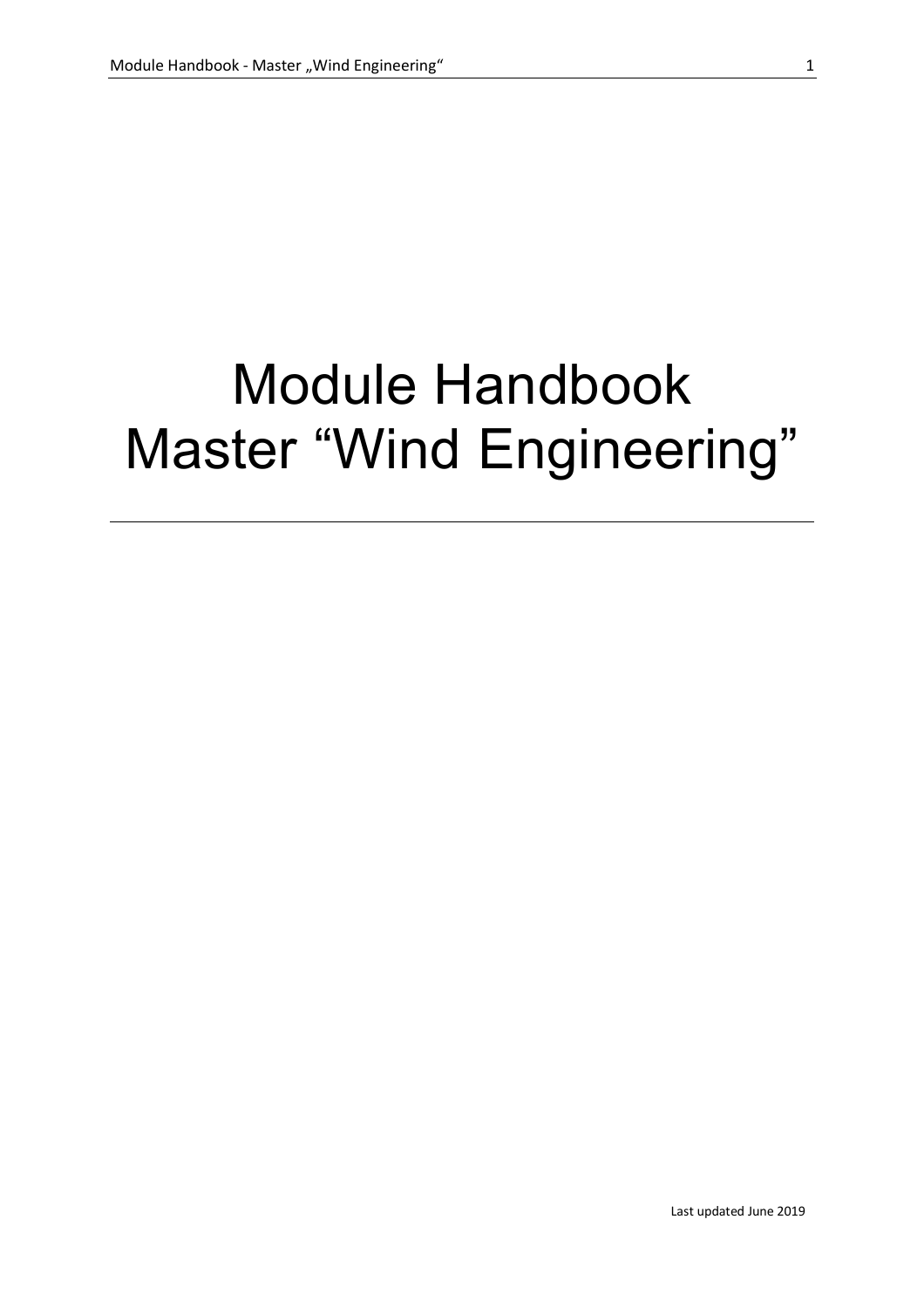# Module Handbook
# Master “Wind Engineering”

Last updated June 2019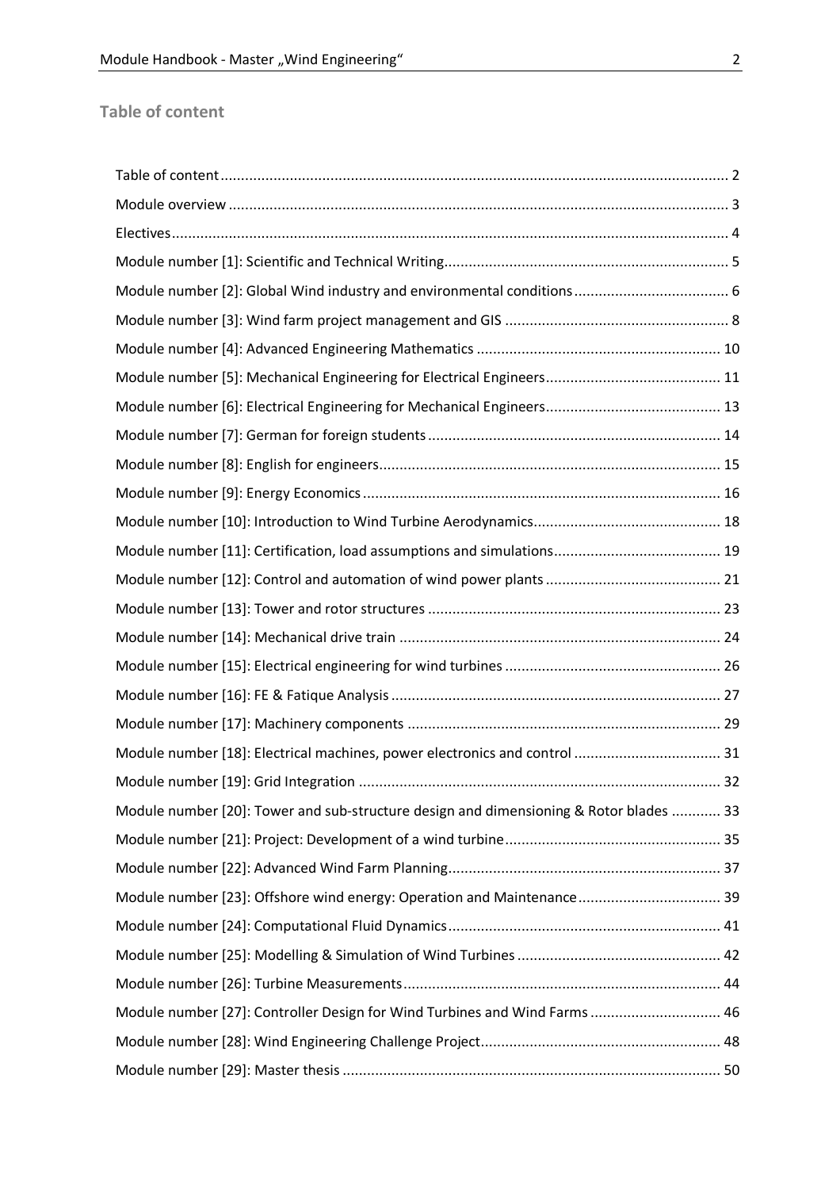## Table of content

Table of content ........................................................................................................... 2
Module overview ........................................................................................................... 3
Electives ........................................................................................................................ 4
Module number [1]: Scientific and Technical Writing ...................................................... 5
Module number [2]: Global Wind industry and environmental conditions ...................... 6
Module number [3]: Wind farm project management and GIS ....................................... 8
Module number [4]: Advanced Engineering Mathematics ............................................ 10
Module number [5]: Mechanical Engineering for Electrical Engineers ........................... 11
Module number [6]: Electrical Engineering for Mechanical Engineers ........................... 13
Module number [7]: German for foreign students ........................................................ 14
Module number [8]: English for engineers .................................................................... 15
Module number [9]: Energy Economics ........................................................................ 16
Module number [10]: Introduction to Wind Turbine Aerodynamics .............................. 18
Module number [11]: Certification, load assumptions and simulations ......................... 19
Module number [12]: Control and automation of wind power plants ........................... 21
Module number [13]: Tower and rotor structures ........................................................ 23
Module number [14]: Mechanical drive train ............................................................... 24
Module number [15]: Electrical engineering for wind turbines ..................................... 26
Module number [16]: FE & Fatique Analysis ................................................................. 27
Module number [17]: Machinery components ............................................................. 29
Module number [18]: Electrical machines, power electronics and control .................... 31
Module number [19]: Grid Integration ......................................................................... 32
Module number [20]: Tower and sub-structure design and dimensioning & Rotor blades ............ 33
Module number [21]: Project: Development of a wind turbine ..................................... 35
Module number [22]: Advanced Wind Farm Planning ................................................... 37
Module number [23]: Offshore wind energy: Operation and Maintenance ................... 39
Module number [24]: Computational Fluid Dynamics ................................................... 41
Module number [25]: Modelling & Simulation of Wind Turbines .................................. 42
Module number [26]: Turbine Measurements .............................................................. 44
Module number [27]: Controller Design for Wind Turbines and Wind Farms ................ 46
Module number [28]: Wind Engineering Challenge Project ........................................... 48
Module number [29]: Master thesis ............................................................................. 50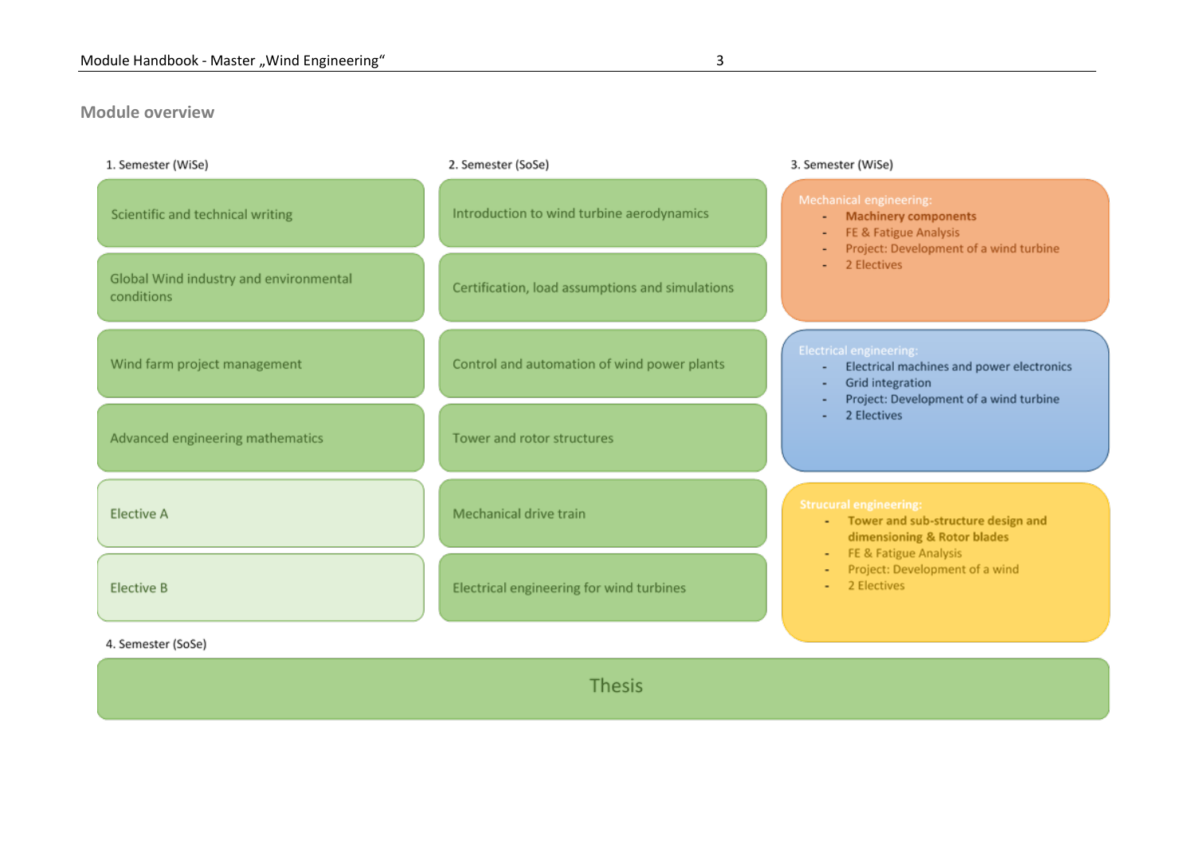## Module overview

### 1. Semester (WiSe)

- Scientific and technical writing
- Global Wind industry and environmental conditions
- Wind farm project management
- Advanced engineering mathematics
- Elective A
- Elective B

### 2. Semester (SoSe)

- Introduction to wind turbine aerodynamics
- Certification, load assumptions and simulations
- Control and automation of wind power plants
- Tower and rotor structures
- Mechanical drive train
- Electrical engineering for wind turbines

### 3. Semester (WiSe)

Mechanical engineering:
- **Machinery components**
- FE & Fatigue Analysis
- Project: Development of a wind turbine
- 2 Electives

Electrical engineering:
- Electrical machines and power electronics
- Grid integration
- Project: Development of a wind turbine
- 2 Electives

Strucural engineering:
- **Tower and sub-structure design and dimensioning & Rotor blades**
- FE & Fatigue Analysis
- Project: Development of a wind
- 2 Electives

### 4. Semester (SoSe)

Thesis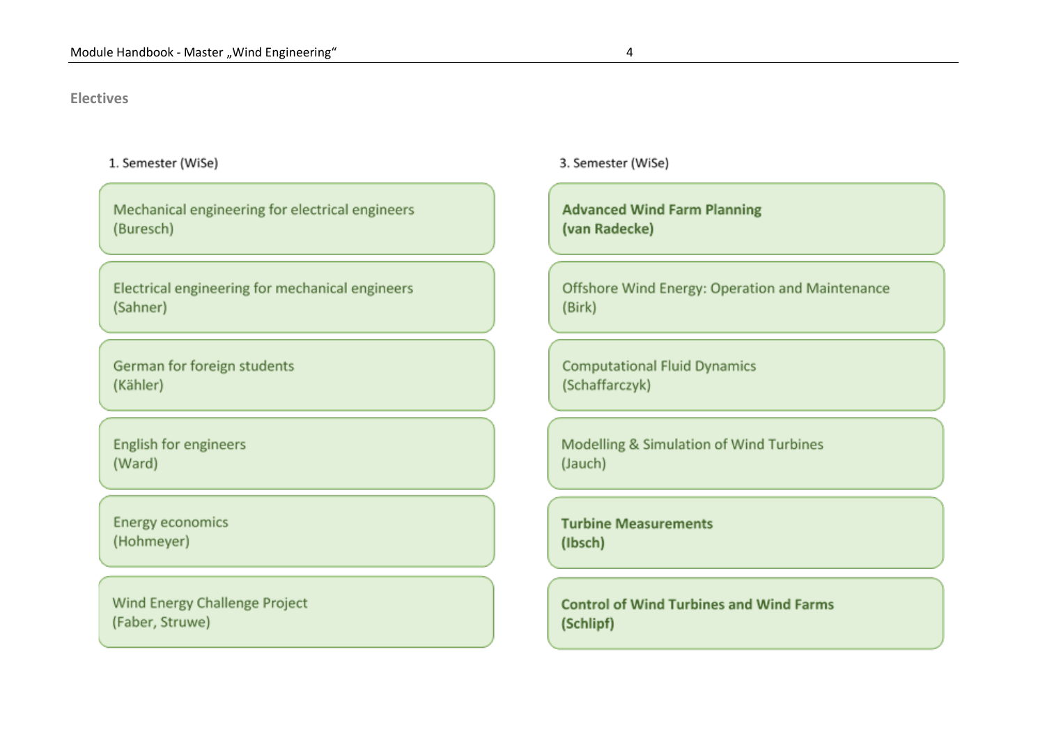## Electives

**1. Semester (WiSe)**

- Mechanical engineering for electrical engineers (Buresch)
- Electrical engineering for mechanical engineers (Sahner)
- German for foreign students (Kähler)
- English for engineers (Ward)
- Energy economics (Hohmeyer)
- Wind Energy Challenge Project (Faber, Struwe)

**3. Semester (WiSe)**

- **Advanced Wind Farm Planning (van Radecke)**
- Offshore Wind Energy: Operation and Maintenance (Birk)
- Computational Fluid Dynamics (Schaffarczyk)
- Modelling & Simulation of Wind Turbines (Jauch)
- **Turbine Measurements (Ibsch)**
- **Control of Wind Turbines and Wind Farms (Schlipf)**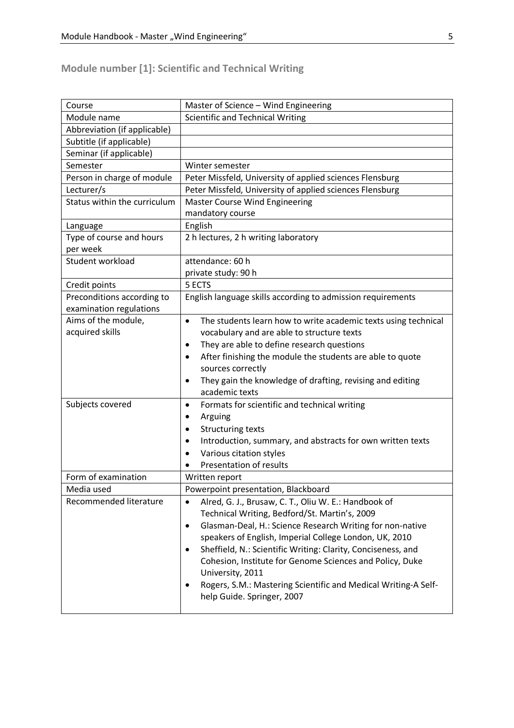## Module number [1]: Scientific and Technical Writing

| Course | Master of Science – Wind Engineering |
|---|---|
| Module name | Scientific and Technical Writing |
| Abbreviation (if applicable) | |
| Subtitle (if applicable) | |
| Seminar (if applicable) | |
| Semester | Winter semester |
| Person in charge of module | Peter Missfeld, University of applied sciences Flensburg |
| Lecturer/s | Peter Missfeld, University of applied sciences Flensburg |
| Status within the curriculum | Master Course Wind Engineering<br>mandatory course |
| Language | English |
| Type of course and hours per week | 2 h lectures, 2 h writing laboratory |
| Student workload | attendance: 60 h<br>private study: 90 h |
| Credit points | 5 ECTS |
| Preconditions according to examination regulations | English language skills according to admission requirements |
| Aims of the module, acquired skills | • The students learn how to write academic texts using technical vocabulary and are able to structure texts<br>• They are able to define research questions<br>• After finishing the module the students are able to quote sources correctly<br>• They gain the knowledge of drafting, revising and editing academic texts |
| Subjects covered | • Formats for scientific and technical writing<br>• Arguing<br>• Structuring texts<br>• Introduction, summary, and abstracts for own written texts<br>• Various citation styles<br>• Presentation of results |
| Form of examination | Written report |
| Media used | Powerpoint presentation, Blackboard |
| Recommended literature | • Alred, G. J., Brusaw, C. T., Oliu W. E.: Handbook of Technical Writing, Bedford/St. Martin's, 2009<br>• Glasman-Deal, H.: Science Research Writing for non-native speakers of English, Imperial College London, UK, 2010<br>• Sheffield, N.: Scientific Writing: Clarity, Conciseness, and Cohesion, Institute for Genome Sciences and Policy, Duke University, 2011<br>• Rogers, S.M.: Mastering Scientific and Medical Writing-A Self-help Guide. Springer, 2007 |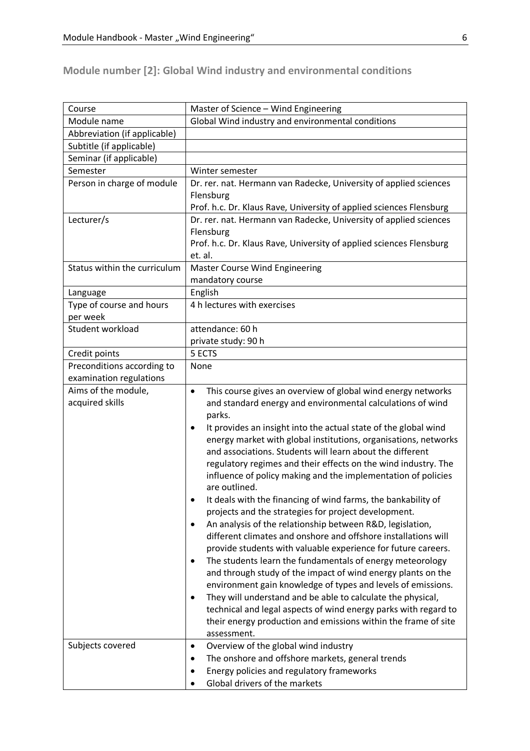## Module number [2]: Global Wind industry and environmental conditions

| Course | Master of Science – Wind Engineering |
|---|---|
| Module name | Global Wind industry and environmental conditions |
| Abbreviation (if applicable) | |
| Subtitle (if applicable) | |
| Seminar (if applicable) | |
| Semester | Winter semester |
| Person in charge of module | Dr. rer. nat. Hermann van Radecke, University of applied sciences Flensburg<br>Prof. h.c. Dr. Klaus Rave, University of applied sciences Flensburg |
| Lecturer/s | Dr. rer. nat. Hermann van Radecke, University of applied sciences Flensburg<br>Prof. h.c. Dr. Klaus Rave, University of applied sciences Flensburg et. al. |
| Status within the curriculum | Master Course Wind Engineering<br>mandatory course |
| Language | English |
| Type of course and hours per week | 4 h lectures with exercises |
| Student workload | attendance: 60 h<br>private study: 90 h |
| Credit points | 5 ECTS |
| Preconditions according to examination regulations | None |
| Aims of the module, acquired skills | • This course gives an overview of global wind energy networks and standard energy and environmental calculations of wind parks.<br>• It provides an insight into the actual state of the global wind energy market with global institutions, organisations, networks and associations. Students will learn about the different regulatory regimes and their effects on the wind industry. The influence of policy making and the implementation of policies are outlined.<br>• It deals with the financing of wind farms, the bankability of projects and the strategies for project development.<br>• An analysis of the relationship between R&D, legislation, different climates and onshore and offshore installations will provide students with valuable experience for future careers.<br>• The students learn the fundamentals of energy meteorology and through study of the impact of wind energy plants on the environment gain knowledge of types and levels of emissions.<br>• They will understand and be able to calculate the physical, technical and legal aspects of wind energy parks with regard to their energy production and emissions within the frame of site assessment. |
| Subjects covered | • Overview of the global wind industry<br>• The onshore and offshore markets, general trends<br>• Energy policies and regulatory frameworks<br>• Global drivers of the markets |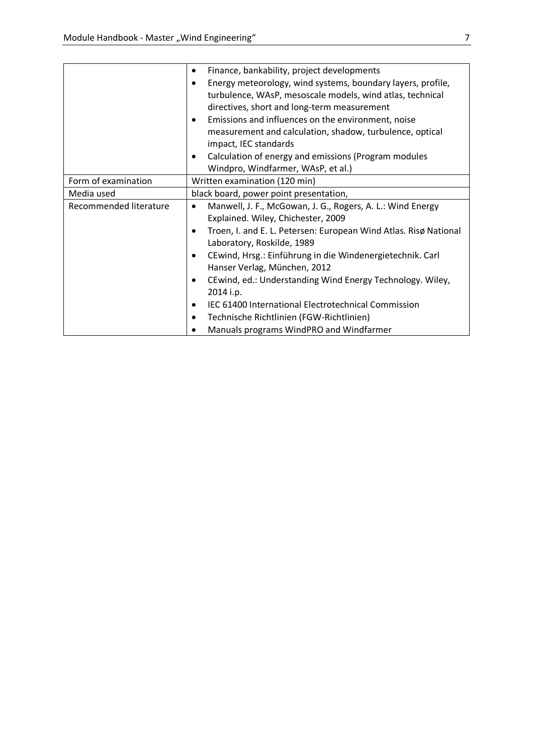| | |
|---|---|
| | • Finance, bankability, project developments<br>• Energy meteorology, wind systems, boundary layers, profile, turbulence, WAsP, mesoscale models, wind atlas, technical directives, short and long-term measurement<br>• Emissions and influences on the environment, noise measurement and calculation, shadow, turbulence, optical impact, IEC standards<br>• Calculation of energy and emissions (Program modules Windpro, Windfarmer, WAsP, et al.) |
| Form of examination | Written examination (120 min) |
| Media used | black board, power point presentation, |
| Recommended literature | • Manwell, J. F., McGowan, J. G., Rogers, A. L.: Wind Energy Explained. Wiley, Chichester, 2009<br>• Troen, I. and E. L. Petersen: European Wind Atlas. Risø National Laboratory, Roskilde, 1989<br>• CEwind, Hrsg.: Einführung in die Windenergietechnik. Carl Hanser Verlag, München, 2012<br>• CEwind, ed.: Understanding Wind Energy Technology. Wiley, 2014 i.p.<br>• IEC 61400 International Electrotechnical Commission<br>• Technische Richtlinien (FGW-Richtlinien)<br>• Manuals programs WindPRO and Windfarmer |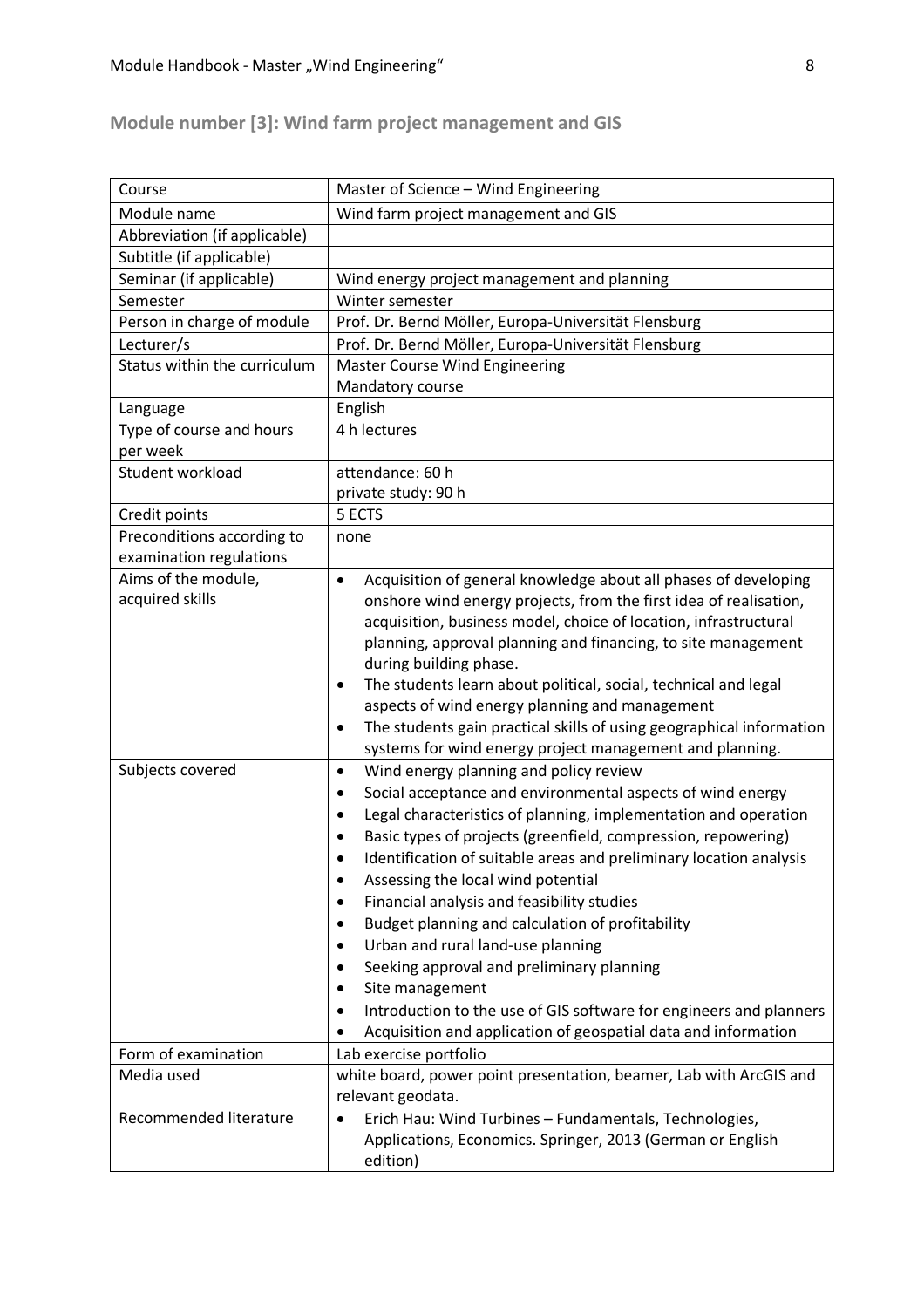## Module number [3]: Wind farm project management and GIS

| Course | Master of Science – Wind Engineering |
|---|---|
| Module name | Wind farm project management and GIS |
| Abbreviation (if applicable) | |
| Subtitle (if applicable) | |
| Seminar (if applicable) | Wind energy project management and planning |
| Semester | Winter semester |
| Person in charge of module | Prof. Dr. Bernd Möller, Europa-Universität Flensburg |
| Lecturer/s | Prof. Dr. Bernd Möller, Europa-Universität Flensburg |
| Status within the curriculum | Master Course Wind Engineering<br>Mandatory course |
| Language | English |
| Type of course and hours per week | 4 h lectures |
| Student workload | attendance: 60 h<br>private study: 90 h |
| Credit points | 5 ECTS |
| Preconditions according to examination regulations | none |
| Aims of the module, acquired skills | • Acquisition of general knowledge about all phases of developing onshore wind energy projects, from the first idea of realisation, acquisition, business model, choice of location, infrastructural planning, approval planning and financing, to site management during building phase.<br>• The students learn about political, social, technical and legal aspects of wind energy planning and management<br>• The students gain practical skills of using geographical information systems for wind energy project management and planning. |
| Subjects covered | • Wind energy planning and policy review<br>• Social acceptance and environmental aspects of wind energy<br>• Legal characteristics of planning, implementation and operation<br>• Basic types of projects (greenfield, compression, repowering)<br>• Identification of suitable areas and preliminary location analysis<br>• Assessing the local wind potential<br>• Financial analysis and feasibility studies<br>• Budget planning and calculation of profitability<br>• Urban and rural land-use planning<br>• Seeking approval and preliminary planning<br>• Site management<br>• Introduction to the use of GIS software for engineers and planners<br>• Acquisition and application of geospatial data and information |
| Form of examination | Lab exercise portfolio |
| Media used | white board, power point presentation, beamer, Lab with ArcGIS and relevant geodata. |
| Recommended literature | • Erich Hau: Wind Turbines – Fundamentals, Technologies, Applications, Economics. Springer, 2013 (German or English edition) |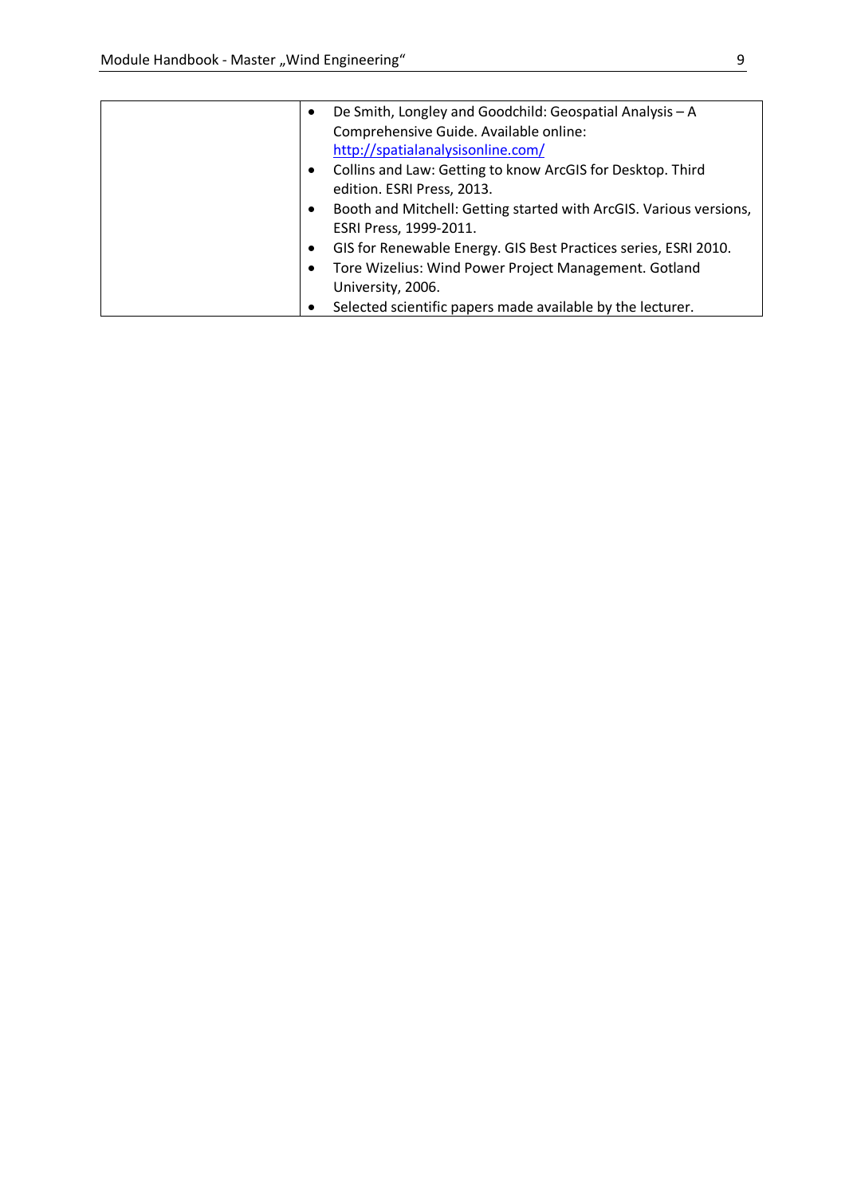|  |  |
|---|---|
|  | • De Smith, Longley and Goodchild: Geospatial Analysis – A Comprehensive Guide. Available online: http://spatialanalysisonline.com/<br>• Collins and Law: Getting to know ArcGIS for Desktop. Third edition. ESRI Press, 2013.<br>• Booth and Mitchell: Getting started with ArcGIS. Various versions, ESRI Press, 1999-2011.<br>• GIS for Renewable Energy. GIS Best Practices series, ESRI 2010.<br>• Tore Wizelius: Wind Power Project Management. Gotland University, 2006.<br>• Selected scientific papers made available by the lecturer. |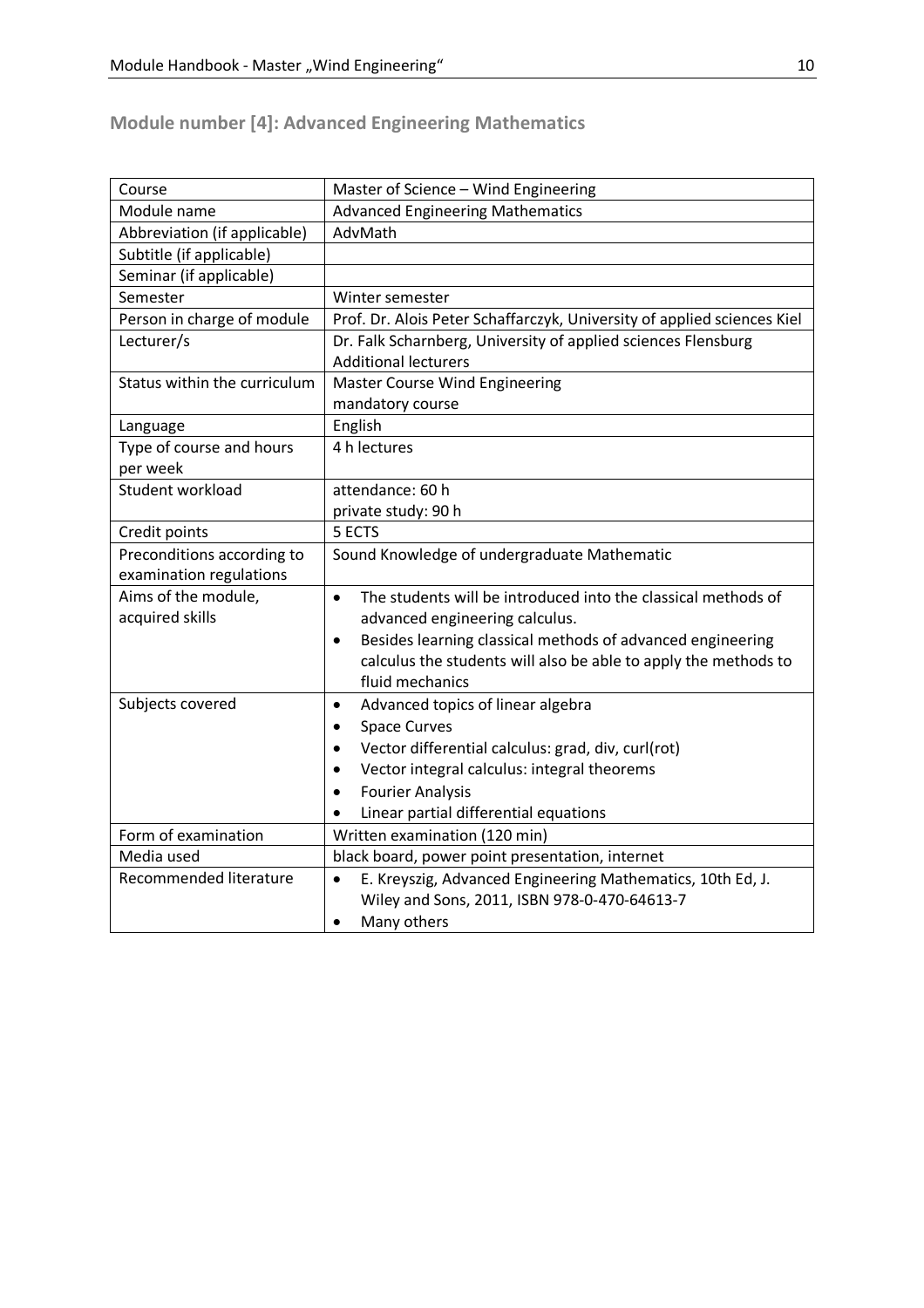## Module number [4]: Advanced Engineering Mathematics

| Course | Master of Science – Wind Engineering |
|---|---|
| Module name | Advanced Engineering Mathematics |
| Abbreviation (if applicable) | AdvMath |
| Subtitle (if applicable) | |
| Seminar (if applicable) | |
| Semester | Winter semester |
| Person in charge of module | Prof. Dr. Alois Peter Schaffarczyk, University of applied sciences Kiel |
| Lecturer/s | Dr. Falk Scharnberg, University of applied sciences Flensburg<br>Additional lecturers |
| Status within the curriculum | Master Course Wind Engineering<br>mandatory course |
| Language | English |
| Type of course and hours per week | 4 h lectures |
| Student workload | attendance: 60 h<br>private study: 90 h |
| Credit points | 5 ECTS |
| Preconditions according to examination regulations | Sound Knowledge of undergraduate Mathematic |
| Aims of the module, acquired skills | • The students will be introduced into the classical methods of advanced engineering calculus.<br>• Besides learning classical methods of advanced engineering calculus the students will also be able to apply the methods to fluid mechanics |
| Subjects covered | • Advanced topics of linear algebra<br>• Space Curves<br>• Vector differential calculus: grad, div, curl(rot)<br>• Vector integral calculus: integral theorems<br>• Fourier Analysis<br>• Linear partial differential equations |
| Form of examination | Written examination (120 min) |
| Media used | black board, power point presentation, internet |
| Recommended literature | • E. Kreyszig, Advanced Engineering Mathematics, 10th Ed, J. Wiley and Sons, 2011, ISBN 978-0-470-64613-7<br>• Many others |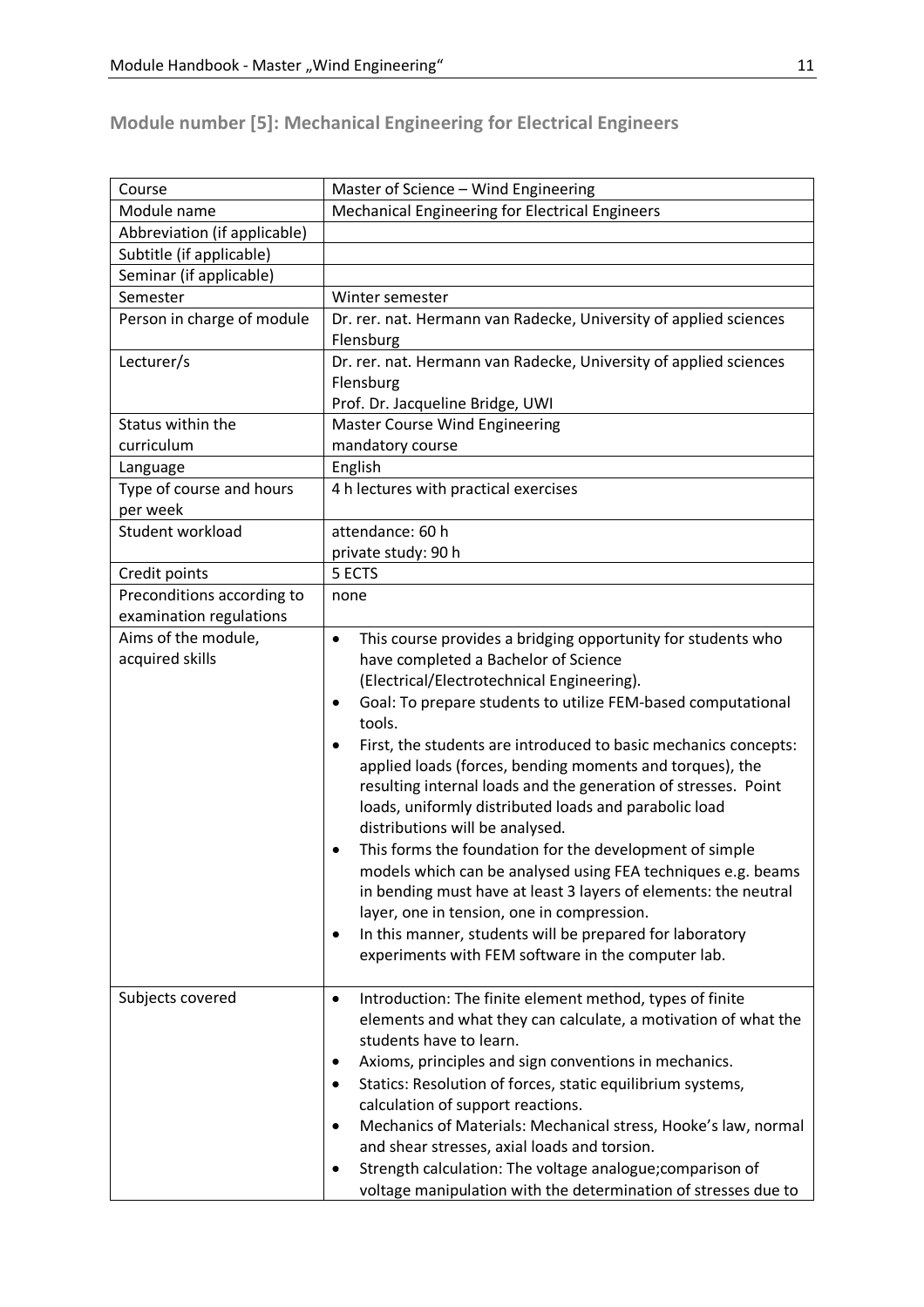## Module number [5]: Mechanical Engineering for Electrical Engineers

| Course | Master of Science – Wind Engineering |
|---|---|
| Module name | Mechanical Engineering for Electrical Engineers |
| Abbreviation (if applicable) | |
| Subtitle (if applicable) | |
| Seminar (if applicable) | |
| Semester | Winter semester |
| Person in charge of module | Dr. rer. nat. Hermann van Radecke, University of applied sciences Flensburg |
| Lecturer/s | Dr. rer. nat. Hermann van Radecke, University of applied sciences Flensburg<br>Prof. Dr. Jacqueline Bridge, UWI |
| Status within the curriculum | Master Course Wind Engineering<br>mandatory course |
| Language | English |
| Type of course and hours per week | 4 h lectures with practical exercises |
| Student workload | attendance: 60 h<br>private study: 90 h |
| Credit points | 5 ECTS |
| Preconditions according to examination regulations | none |
| Aims of the module, acquired skills | • This course provides a bridging opportunity for students who have completed a Bachelor of Science (Electrical/Electrotechnical Engineering).<br>• Goal: To prepare students to utilize FEM-based computational tools.<br>• First, the students are introduced to basic mechanics concepts: applied loads (forces, bending moments and torques), the resulting internal loads and the generation of stresses. Point loads, uniformly distributed loads and parabolic load distributions will be analysed.<br>• This forms the foundation for the development of simple models which can be analysed using FEA techniques e.g. beams in bending must have at least 3 layers of elements: the neutral layer, one in tension, one in compression.<br>• In this manner, students will be prepared for laboratory experiments with FEM software in the computer lab. |
| Subjects covered | • Introduction: The finite element method, types of finite elements and what they can calculate, a motivation of what the students have to learn.<br>• Axioms, principles and sign conventions in mechanics.<br>• Statics: Resolution of forces, static equilibrium systems, calculation of support reactions.<br>• Mechanics of Materials: Mechanical stress, Hooke's law, normal and shear stresses, axial loads and torsion.<br>• Strength calculation: The voltage analogue;comparison of voltage manipulation with the determination of stresses due to |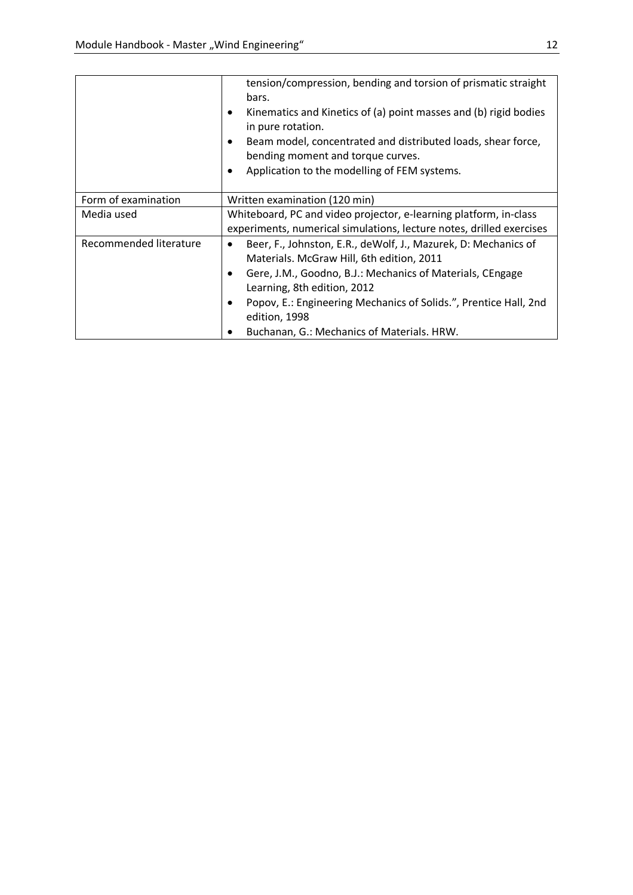| | |
|---|---|
| | tension/compression, bending and torsion of prismatic straight bars.<br>• Kinematics and Kinetics of (a) point masses and (b) rigid bodies in pure rotation.<br>• Beam model, concentrated and distributed loads, shear force, bending moment and torque curves.<br>• Application to the modelling of FEM systems. |
| Form of examination | Written examination (120 min) |
| Media used | Whiteboard, PC and video projector, e-learning platform, in-class experiments, numerical simulations, lecture notes, drilled exercises |
| Recommended literature | • Beer, F., Johnston, E.R., deWolf, J., Mazurek, D: Mechanics of Materials. McGraw Hill, 6th edition, 2011<br>• Gere, J.M., Goodno, B.J.: Mechanics of Materials, CEngage Learning, 8th edition, 2012<br>• Popov, E.: Engineering Mechanics of Solids.", Prentice Hall, 2nd edition, 1998<br>• Buchanan, G.: Mechanics of Materials. HRW. |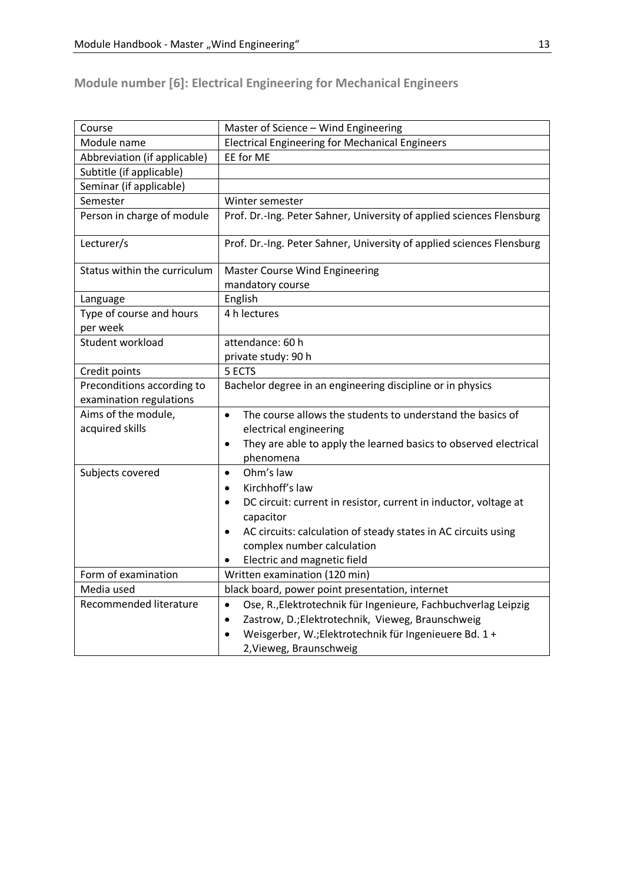## Module number [6]: Electrical Engineering for Mechanical Engineers

| Course | Master of Science – Wind Engineering |
|---|---|
| Module name | Electrical Engineering for Mechanical Engineers |
| Abbreviation (if applicable) | EE for ME |
| Subtitle (if applicable) | |
| Seminar (if applicable) | |
| Semester | Winter semester |
| Person in charge of module | Prof. Dr.-Ing. Peter Sahner, University of applied sciences Flensburg |
| Lecturer/s | Prof. Dr.-Ing. Peter Sahner, University of applied sciences Flensburg |
| Status within the curriculum | Master Course Wind Engineering<br>mandatory course |
| Language | English |
| Type of course and hours per week | 4 h lectures |
| Student workload | attendance: 60 h<br>private study: 90 h |
| Credit points | 5 ECTS |
| Preconditions according to examination regulations | Bachelor degree in an engineering discipline or in physics |
| Aims of the module, acquired skills | • The course allows the students to understand the basics of electrical engineering<br>• They are able to apply the learned basics to observed electrical phenomena |
| Subjects covered | • Ohm's law<br>• Kirchhoff's law<br>• DC circuit: current in resistor, current in inductor, voltage at capacitor<br>• AC circuits: calculation of steady states in AC circuits using complex number calculation<br>• Electric and magnetic field |
| Form of examination | Written examination (120 min) |
| Media used | black board, power point presentation, internet |
| Recommended literature | • Ose, R.,Elektrotechnik für Ingenieure, Fachbuchverlag Leipzig<br>• Zastrow, D.;Elektrotechnik, Vieweg, Braunschweig<br>• Weisgerber, W.;Elektrotechnik für Ingenieuere Bd. 1 + 2,Vieweg, Braunschweig |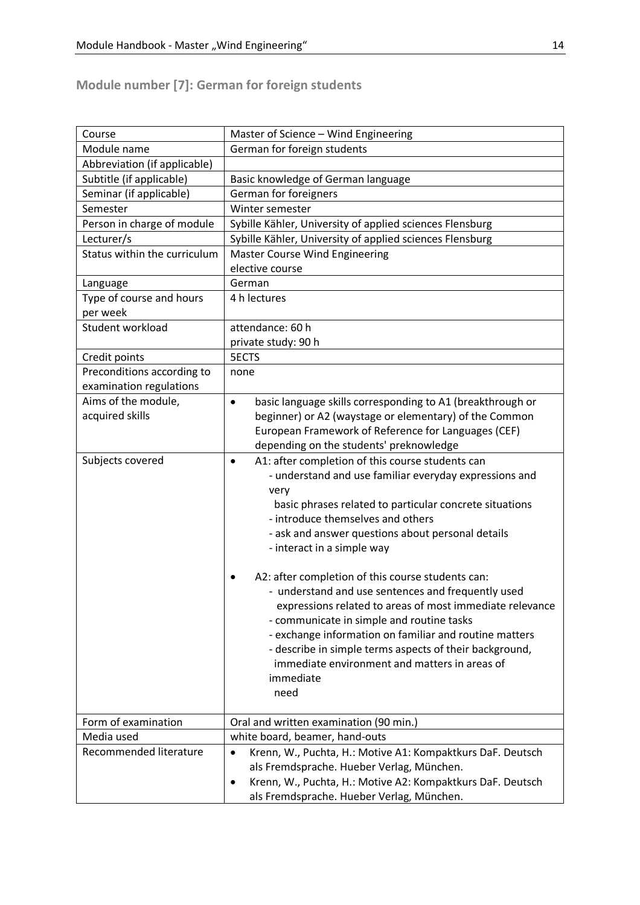## Module number [7]: German for foreign students

| Course | Master of Science – Wind Engineering |
|---|---|
| Module name | German for foreign students |
| Abbreviation (if applicable) | |
| Subtitle (if applicable) | Basic knowledge of German language |
| Seminar (if applicable) | German for foreigners |
| Semester | Winter semester |
| Person in charge of module | Sybille Kähler, University of applied sciences Flensburg |
| Lecturer/s | Sybille Kähler, University of applied sciences Flensburg |
| Status within the curriculum | Master Course Wind Engineering<br>elective course |
| Language | German |
| Type of course and hours per week | 4 h lectures |
| Student workload | attendance: 60 h<br>private study: 90 h |
| Credit points | 5ECTS |
| Preconditions according to examination regulations | none |
| Aims of the module, acquired skills | • basic language skills corresponding to A1 (breakthrough or beginner) or A2 (waystage or elementary) of the Common European Framework of Reference for Languages (CEF) depending on the students' preknowledge |
| Subjects covered | • A1: after completion of this course students can<br>- understand and use familiar everyday expressions and very basic phrases related to particular concrete situations<br>- introduce themselves and others<br>- ask and answer questions about personal details<br>- interact in a simple way<br><br>• A2: after completion of this course students can:<br>- understand and use sentences and frequently used expressions related to areas of most immediate relevance<br>- communicate in simple and routine tasks<br>- exchange information on familiar and routine matters<br>- describe in simple terms aspects of their background, immediate environment and matters in areas of immediate need |
| Form of examination | Oral and written examination (90 min.) |
| Media used | white board, beamer, hand-outs |
| Recommended literature | • Krenn, W., Puchta, H.: Motive A1: Kompaktkurs DaF. Deutsch als Fremdsprache. Hueber Verlag, München.<br>• Krenn, W., Puchta, H.: Motive A2: Kompaktkurs DaF. Deutsch als Fremdsprache. Hueber Verlag, München. |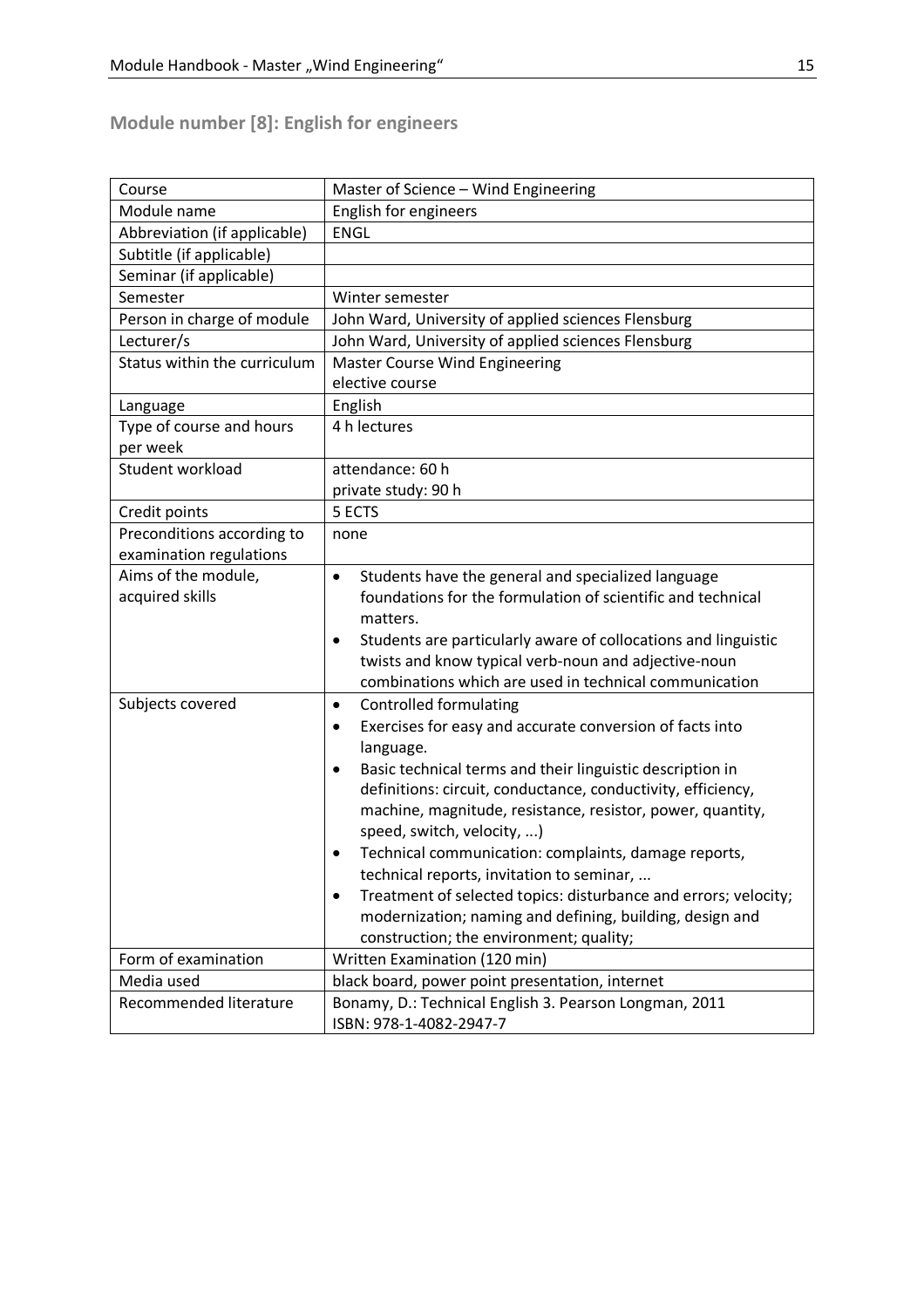## Module number [8]: English for engineers

| Course | Master of Science – Wind Engineering |
|---|---|
| Module name | English for engineers |
| Abbreviation (if applicable) | ENGL |
| Subtitle (if applicable) | |
| Seminar (if applicable) | |
| Semester | Winter semester |
| Person in charge of module | John Ward, University of applied sciences Flensburg |
| Lecturer/s | John Ward, University of applied sciences Flensburg |
| Status within the curriculum | Master Course Wind Engineering<br>elective course |
| Language | English |
| Type of course and hours per week | 4 h lectures |
| Student workload | attendance: 60 h<br>private study: 90 h |
| Credit points | 5 ECTS |
| Preconditions according to examination regulations | none |
| Aims of the module, acquired skills | • Students have the general and specialized language foundations for the formulation of scientific and technical matters.<br>• Students are particularly aware of collocations and linguistic twists and know typical verb-noun and adjective-noun combinations which are used in technical communication |
| Subjects covered | • Controlled formulating<br>• Exercises for easy and accurate conversion of facts into language.<br>• Basic technical terms and their linguistic description in definitions: circuit, conductance, conductivity, efficiency, machine, magnitude, resistance, resistor, power, quantity, speed, switch, velocity, ...)<br>• Technical communication: complaints, damage reports, technical reports, invitation to seminar, ...<br>• Treatment of selected topics: disturbance and errors; velocity; modernization; naming and defining, building, design and construction; the environment; quality; |
| Form of examination | Written Examination (120 min) |
| Media used | black board, power point presentation, internet |
| Recommended literature | Bonamy, D.: Technical English 3. Pearson Longman, 2011<br>ISBN: 978-1-4082-2947-7 |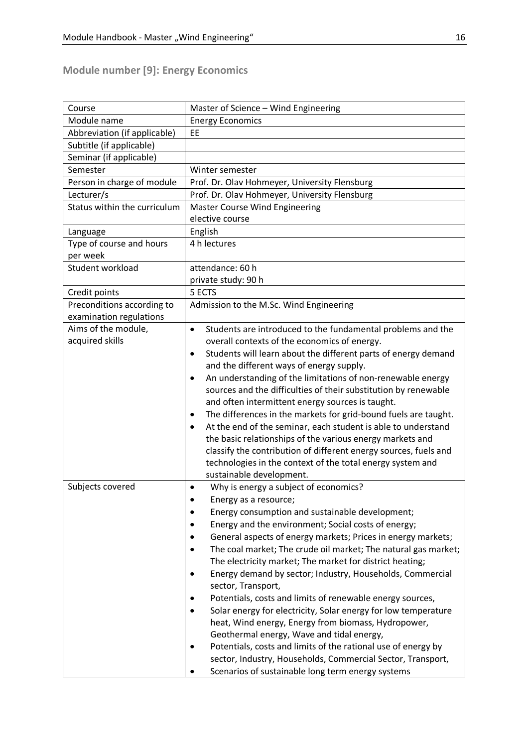## Module number [9]: Energy Economics

| Course | Master of Science – Wind Engineering |
|---|---|
| Module name | Energy Economics |
| Abbreviation (if applicable) | EE |
| Subtitle (if applicable) | |
| Seminar (if applicable) | |
| Semester | Winter semester |
| Person in charge of module | Prof. Dr. Olav Hohmeyer, University Flensburg |
| Lecturer/s | Prof. Dr. Olav Hohmeyer, University Flensburg |
| Status within the curriculum | Master Course Wind Engineering<br>elective course |
| Language | English |
| Type of course and hours per week | 4 h lectures |
| Student workload | attendance: 60 h<br>private study: 90 h |
| Credit points | 5 ECTS |
| Preconditions according to examination regulations | Admission to the M.Sc. Wind Engineering |
| Aims of the module, acquired skills | • Students are introduced to the fundamental problems and the overall contexts of the economics of energy.<br>• Students will learn about the different parts of energy demand and the different ways of energy supply.<br>• An understanding of the limitations of non-renewable energy sources and the difficulties of their substitution by renewable and often intermittent energy sources is taught.<br>• The differences in the markets for grid-bound fuels are taught.<br>• At the end of the seminar, each student is able to understand the basic relationships of the various energy markets and classify the contribution of different energy sources, fuels and technologies in the context of the total energy system and sustainable development. |
| Subjects covered | • Why is energy a subject of economics?<br>• Energy as a resource;<br>• Energy consumption and sustainable development;<br>• Energy and the environment; Social costs of energy;<br>• General aspects of energy markets; Prices in energy markets;<br>• The coal market; The crude oil market; The natural gas market; The electricity market; The market for district heating;<br>• Energy demand by sector; Industry, Households, Commercial sector, Transport,<br>• Potentials, costs and limits of renewable energy sources,<br>• Solar energy for electricity, Solar energy for low temperature heat, Wind energy, Energy from biomass, Hydropower, Geothermal energy, Wave and tidal energy,<br>• Potentials, costs and limits of the rational use of energy by sector, Industry, Households, Commercial Sector, Transport,<br>• Scenarios of sustainable long term energy systems |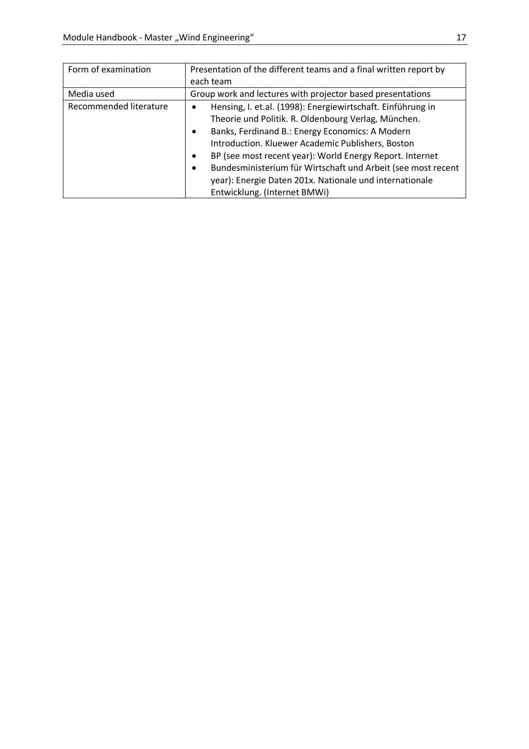| Form of examination | Presentation of the different teams and a final written report by each team |
|---|---|
| Media used | Group work and lectures with projector based presentations |
| Recommended literature | • Hensing, I. et.al. (1998): Energiewirtschaft. Einführung in Theorie und Politik. R. Oldenbourg Verlag, München. <br>• Banks, Ferdinand B.: Energy Economics: A Modern Introduction. Kluewer Academic Publishers, Boston <br>• BP (see most recent year): World Energy Report. Internet <br>• Bundesministerium für Wirtschaft und Arbeit (see most recent year): Energie Daten 201x. Nationale und internationale Entwicklung. (Internet BMWi) |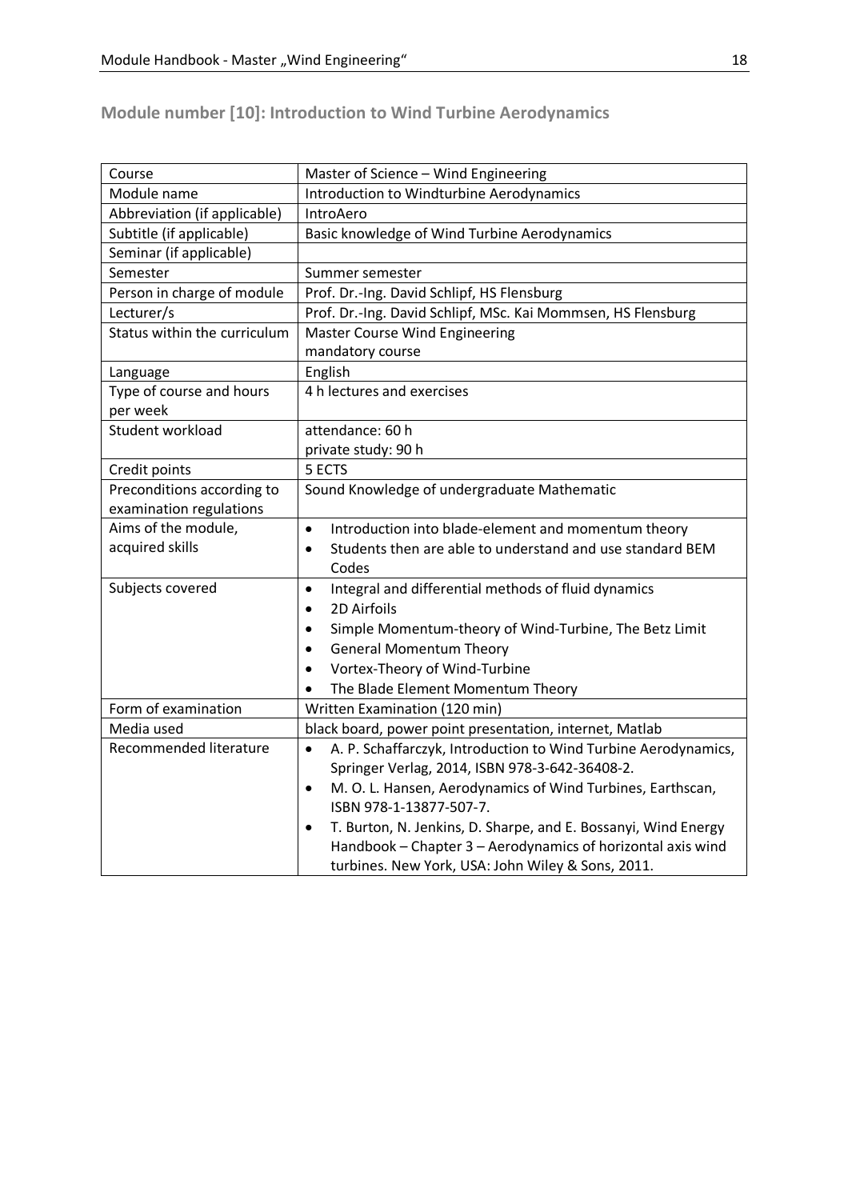## Module number [10]: Introduction to Wind Turbine Aerodynamics

| Course | Master of Science – Wind Engineering |
|---|---|
| Module name | Introduction to Windturbine Aerodynamics |
| Abbreviation (if applicable) | IntroAero |
| Subtitle (if applicable) | Basic knowledge of Wind Turbine Aerodynamics |
| Seminar (if applicable) | |
| Semester | Summer semester |
| Person in charge of module | Prof. Dr.-Ing. David Schlipf, HS Flensburg |
| Lecturer/s | Prof. Dr.-Ing. David Schlipf, MSc. Kai Mommsen, HS Flensburg |
| Status within the curriculum | Master Course Wind Engineering<br>mandatory course |
| Language | English |
| Type of course and hours per week | 4 h lectures and exercises |
| Student workload | attendance: 60 h<br>private study: 90 h |
| Credit points | 5 ECTS |
| Preconditions according to examination regulations | Sound Knowledge of undergraduate Mathematic |
| Aims of the module, acquired skills | • Introduction into blade-element and momentum theory<br>• Students then are able to understand and use standard BEM Codes |
| Subjects covered | • Integral and differential methods of fluid dynamics<br>• 2D Airfoils<br>• Simple Momentum-theory of Wind-Turbine, The Betz Limit<br>• General Momentum Theory<br>• Vortex-Theory of Wind-Turbine<br>• The Blade Element Momentum Theory |
| Form of examination | Written Examination (120 min) |
| Media used | black board, power point presentation, internet, Matlab |
| Recommended literature | • A. P. Schaffarczyk, Introduction to Wind Turbine Aerodynamics, Springer Verlag, 2014, ISBN 978-3-642-36408-2.<br>• M. O. L. Hansen, Aerodynamics of Wind Turbines, Earthscan, ISBN 978-1-13877-507-7.<br>• T. Burton, N. Jenkins, D. Sharpe, and E. Bossanyi, Wind Energy Handbook – Chapter 3 – Aerodynamics of horizontal axis wind turbines. New York, USA: John Wiley & Sons, 2011. |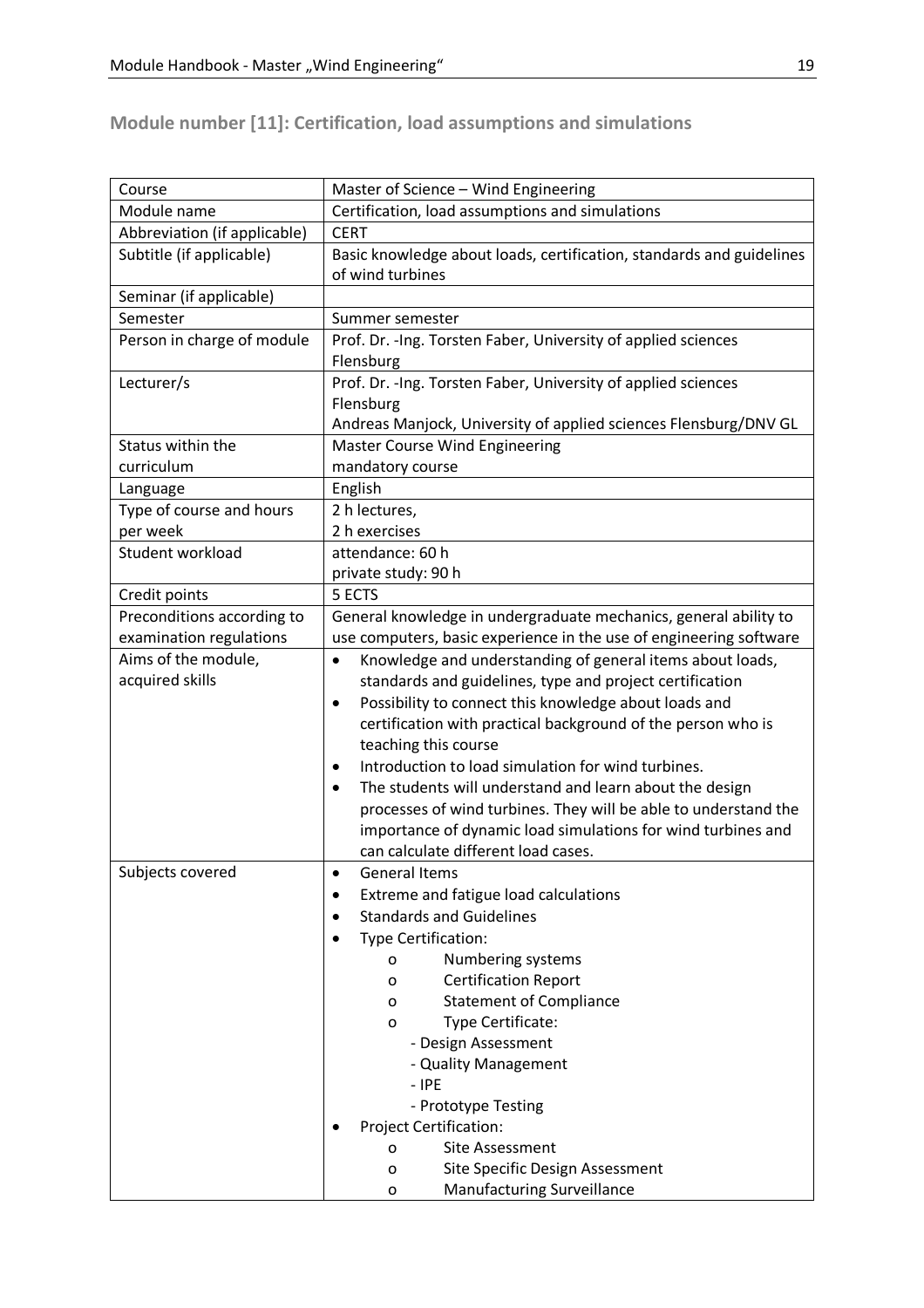## Module number [11]: Certification, load assumptions and simulations

| Course | Master of Science – Wind Engineering |
|---|---|
| Module name | Certification, load assumptions and simulations |
| Abbreviation (if applicable) | CERT |
| Subtitle (if applicable) | Basic knowledge about loads, certification, standards and guidelines of wind turbines |
| Seminar (if applicable) | |
| Semester | Summer semester |
| Person in charge of module | Prof. Dr. -Ing. Torsten Faber, University of applied sciences Flensburg |
| Lecturer/s | Prof. Dr. -Ing. Torsten Faber, University of applied sciences Flensburg<br>Andreas Manjock, University of applied sciences Flensburg/DNV GL |
| Status within the curriculum | Master Course Wind Engineering<br>mandatory course |
| Language | English |
| Type of course and hours per week | 2 h lectures,<br>2 h exercises |
| Student workload | attendance: 60 h<br>private study: 90 h |
| Credit points | 5 ECTS |
| Preconditions according to examination regulations | General knowledge in undergraduate mechanics, general ability to use computers, basic experience in the use of engineering software |
| Aims of the module, acquired skills | • Knowledge and understanding of general items about loads, standards and guidelines, type and project certification<br>• Possibility to connect this knowledge about loads and certification with practical background of the person who is teaching this course<br>• Introduction to load simulation for wind turbines.<br>• The students will understand and learn about the design processes of wind turbines. They will be able to understand the importance of dynamic load simulations for wind turbines and can calculate different load cases. |
| Subjects covered | • General Items<br>• Extreme and fatigue load calculations<br>• Standards and Guidelines<br>• Type Certification:<br>o Numbering systems<br>o Certification Report<br>o Statement of Compliance<br>o Type Certificate:<br>- Design Assessment<br>- Quality Management<br>- IPE<br>- Prototype Testing<br>• Project Certification:<br>o Site Assessment<br>o Site Specific Design Assessment<br>o Manufacturing Surveillance |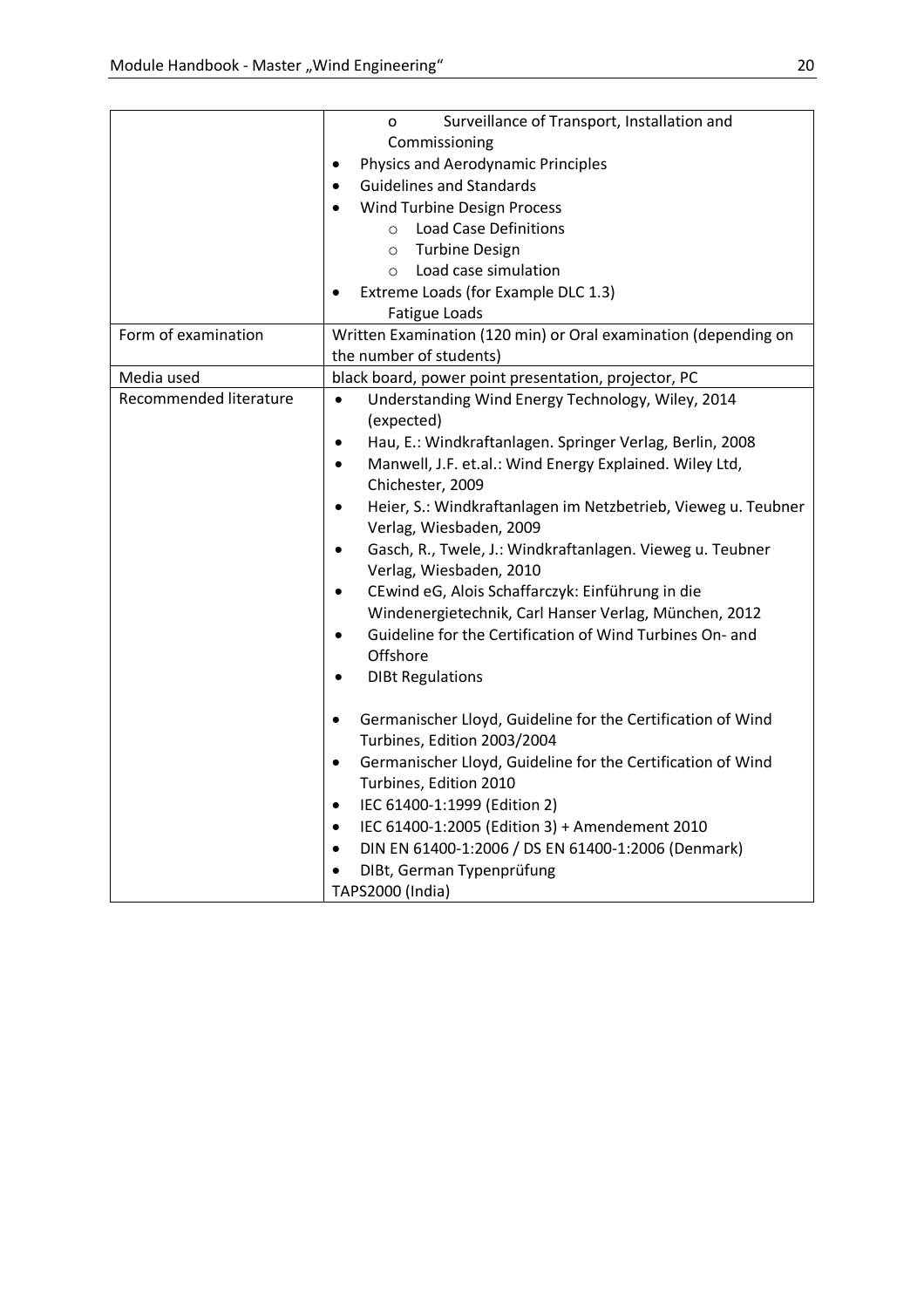| | |
|---|---|
| | o Surveillance of Transport, Installation and Commissioning<br>• Physics and Aerodynamic Principles<br>• Guidelines and Standards<br>• Wind Turbine Design Process<br>  ○ Load Case Definitions<br>  ○ Turbine Design<br>  ○ Load case simulation<br>• Extreme Loads (for Example DLC 1.3)<br>  Fatigue Loads |
| Form of examination | Written Examination (120 min) or Oral examination (depending on the number of students) |
| Media used | black board, power point presentation, projector, PC |
| Recommended literature | • Understanding Wind Energy Technology, Wiley, 2014 (expected)<br>• Hau, E.: Windkraftanlagen. Springer Verlag, Berlin, 2008<br>• Manwell, J.F. et.al.: Wind Energy Explained. Wiley Ltd, Chichester, 2009<br>• Heier, S.: Windkraftanlagen im Netzbetrieb, Vieweg u. Teubner Verlag, Wiesbaden, 2009<br>• Gasch, R., Twele, J.: Windkraftanlagen. Vieweg u. Teubner Verlag, Wiesbaden, 2010<br>• CEwind eG, Alois Schaffarczyk: Einführung in die Windenergietechnik, Carl Hanser Verlag, München, 2012<br>• Guideline for the Certification of Wind Turbines On- and Offshore<br>• DIBt Regulations<br><br>• Germanischer Lloyd, Guideline for the Certification of Wind Turbines, Edition 2003/2004<br>• Germanischer Lloyd, Guideline for the Certification of Wind Turbines, Edition 2010<br>• IEC 61400-1:1999 (Edition 2)<br>• IEC 61400-1:2005 (Edition 3) + Amendement 2010<br>• DIN EN 61400-1:2006 / DS EN 61400-1:2006 (Denmark)<br>• DIBt, German Typenprüfung<br>TAPS2000 (India) |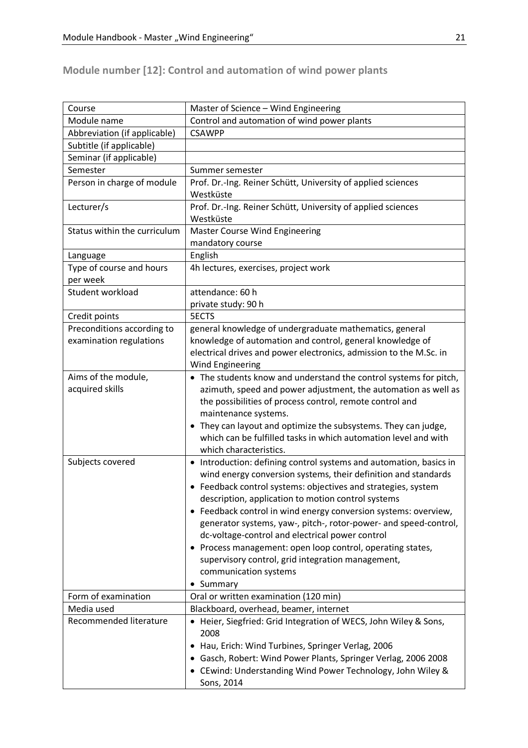## Module number [12]: Control and automation of wind power plants

| Course | Master of Science – Wind Engineering |
|---|---|
| Module name | Control and automation of wind power plants |
| Abbreviation (if applicable) | CSAWPP |
| Subtitle (if applicable) | |
| Seminar (if applicable) | |
| Semester | Summer semester |
| Person in charge of module | Prof. Dr.-Ing. Reiner Schütt, University of applied sciences Westküste |
| Lecturer/s | Prof. Dr.-Ing. Reiner Schütt, University of applied sciences Westküste |
| Status within the curriculum | Master Course Wind Engineering<br>mandatory course |
| Language | English |
| Type of course and hours per week | 4h lectures, exercises, project work |
| Student workload | attendance: 60 h<br>private study: 90 h |
| Credit points | 5ECTS |
| Preconditions according to examination regulations | general knowledge of undergraduate mathematics, general knowledge of automation and control, general knowledge of electrical drives and power electronics, admission to the M.Sc. in Wind Engineering |
| Aims of the module, acquired skills | • The students know and understand the control systems for pitch, azimuth, speed and power adjustment, the automation as well as the possibilities of process control, remote control and maintenance systems.<br>• They can layout and optimize the subsystems. They can judge, which can be fulfilled tasks in which automation level and with which characteristics. |
| Subjects covered | • Introduction: defining control systems and automation, basics in wind energy conversion systems, their definition and standards<br>• Feedback control systems: objectives and strategies, system description, application to motion control systems<br>• Feedback control in wind energy conversion systems: overview, generator systems, yaw-, pitch-, rotor-power- and speed-control, dc-voltage-control and electrical power control<br>• Process management: open loop control, operating states, supervisory control, grid integration management, communication systems<br>• Summary |
| Form of examination | Oral or written examination (120 min) |
| Media used | Blackboard, overhead, beamer, internet |
| Recommended literature | • Heier, Siegfried: Grid Integration of WECS, John Wiley & Sons, 2008<br>• Hau, Erich: Wind Turbines, Springer Verlag, 2006<br>• Gasch, Robert: Wind Power Plants, Springer Verlag, 2006 2008<br>• CEwind: Understanding Wind Power Technology, John Wiley & Sons, 2014 |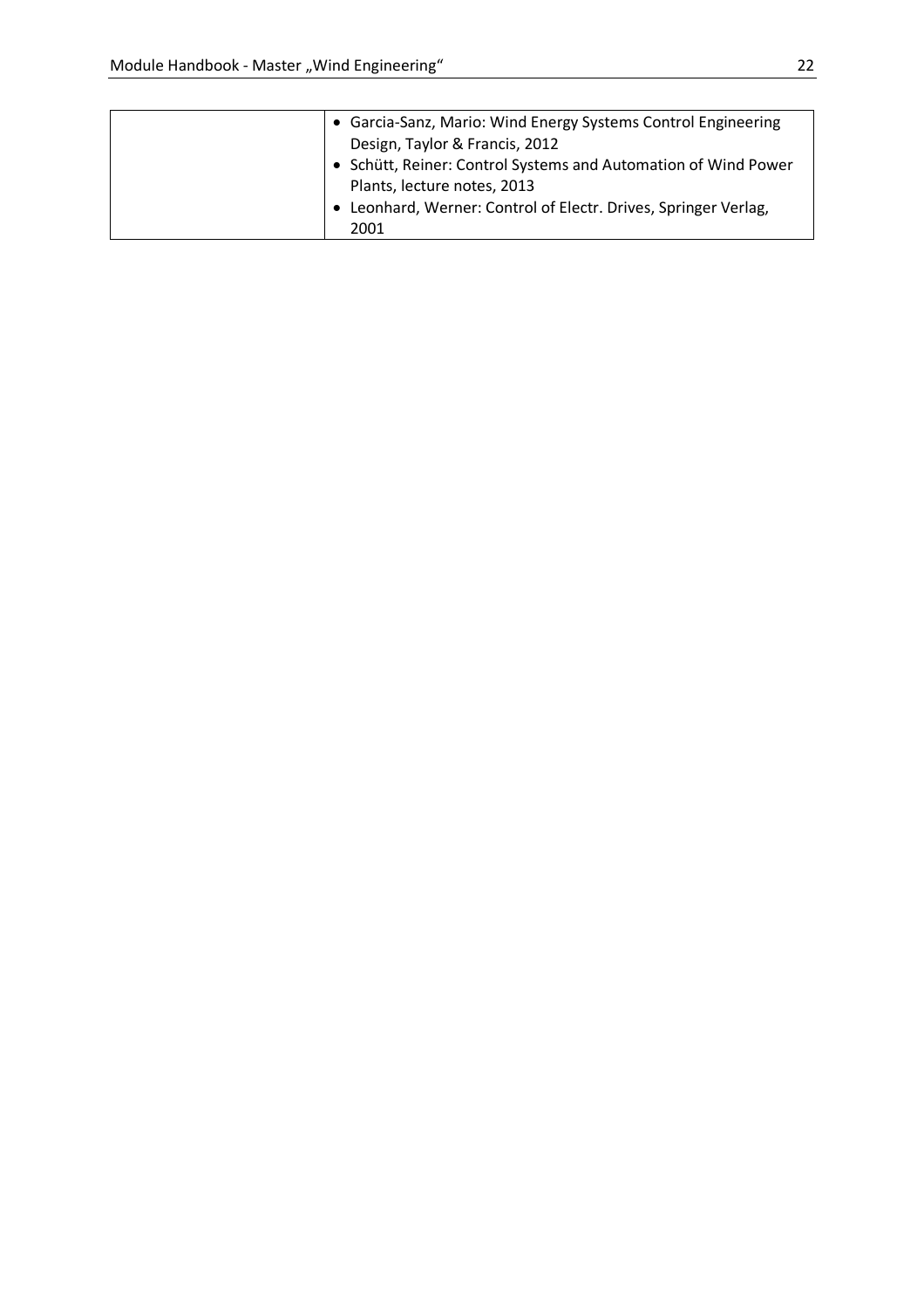|  |  |
| --- | --- |
|  | • Garcia-Sanz, Mario: Wind Energy Systems Control Engineering Design, Taylor & Francis, 2012<br>• Schütt, Reiner: Control Systems and Automation of Wind Power Plants, lecture notes, 2013<br>• Leonhard, Werner: Control of Electr. Drives, Springer Verlag, 2001 |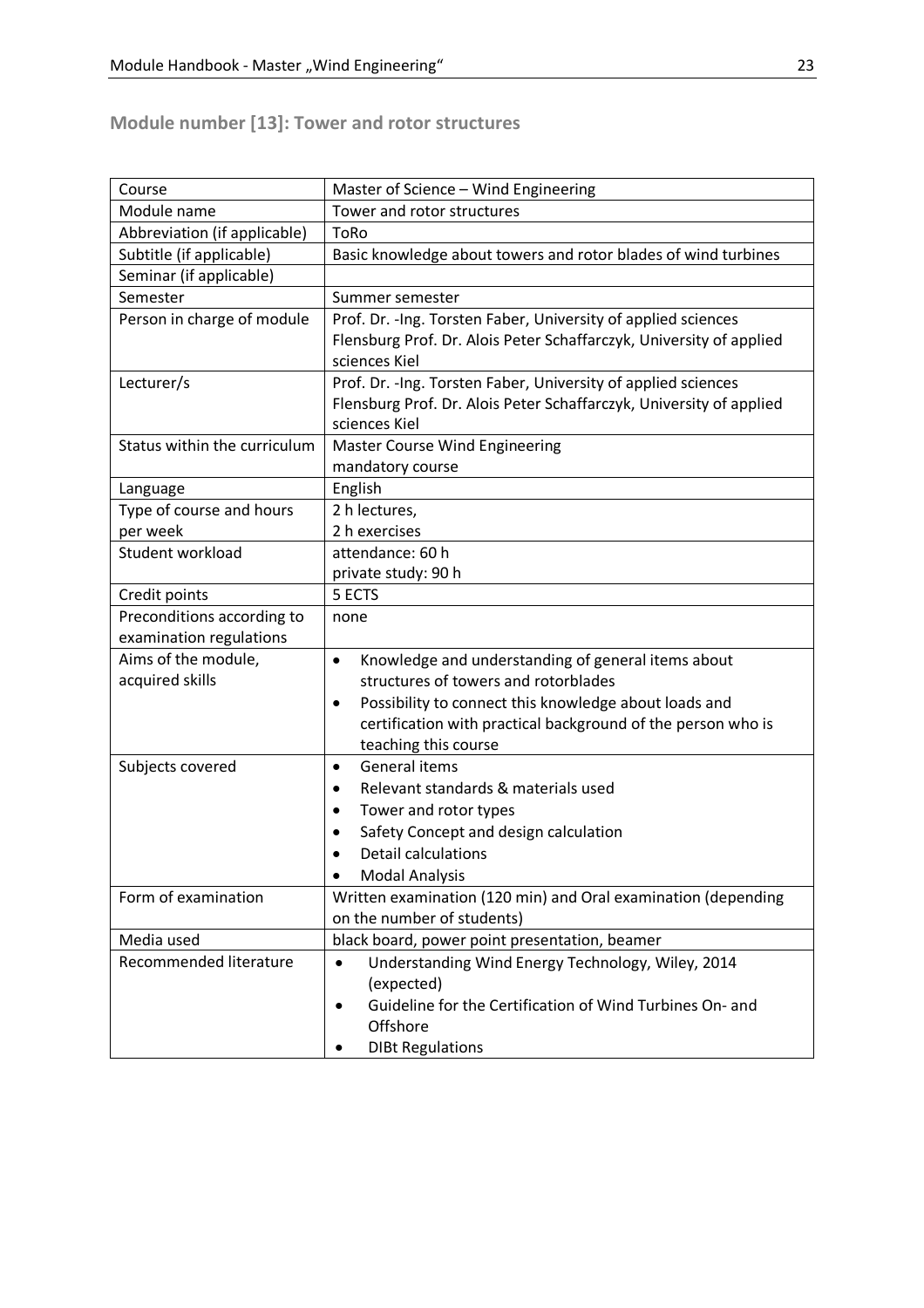## Module number [13]: Tower and rotor structures

| Course | Master of Science – Wind Engineering |
|---|---|
| Module name | Tower and rotor structures |
| Abbreviation (if applicable) | ToRo |
| Subtitle (if applicable) | Basic knowledge about towers and rotor blades of wind turbines |
| Seminar (if applicable) | |
| Semester | Summer semester |
| Person in charge of module | Prof. Dr. -Ing. Torsten Faber, University of applied sciences Flensburg Prof. Dr. Alois Peter Schaffarczyk, University of applied sciences Kiel |
| Lecturer/s | Prof. Dr. -Ing. Torsten Faber, University of applied sciences Flensburg Prof. Dr. Alois Peter Schaffarczyk, University of applied sciences Kiel |
| Status within the curriculum | Master Course Wind Engineering<br>mandatory course |
| Language | English |
| Type of course and hours per week | 2 h lectures,<br>2 h exercises |
| Student workload | attendance: 60 h<br>private study: 90 h |
| Credit points | 5 ECTS |
| Preconditions according to examination regulations | none |
| Aims of the module, acquired skills | • Knowledge and understanding of general items about structures of towers and rotorblades<br>• Possibility to connect this knowledge about loads and certification with practical background of the person who is teaching this course |
| Subjects covered | • General items<br>• Relevant standards & materials used<br>• Tower and rotor types<br>• Safety Concept and design calculation<br>• Detail calculations<br>• Modal Analysis |
| Form of examination | Written examination (120 min) and Oral examination (depending on the number of students) |
| Media used | black board, power point presentation, beamer |
| Recommended literature | • Understanding Wind Energy Technology, Wiley, 2014 (expected)<br>• Guideline for the Certification of Wind Turbines On- and Offshore<br>• DIBt Regulations |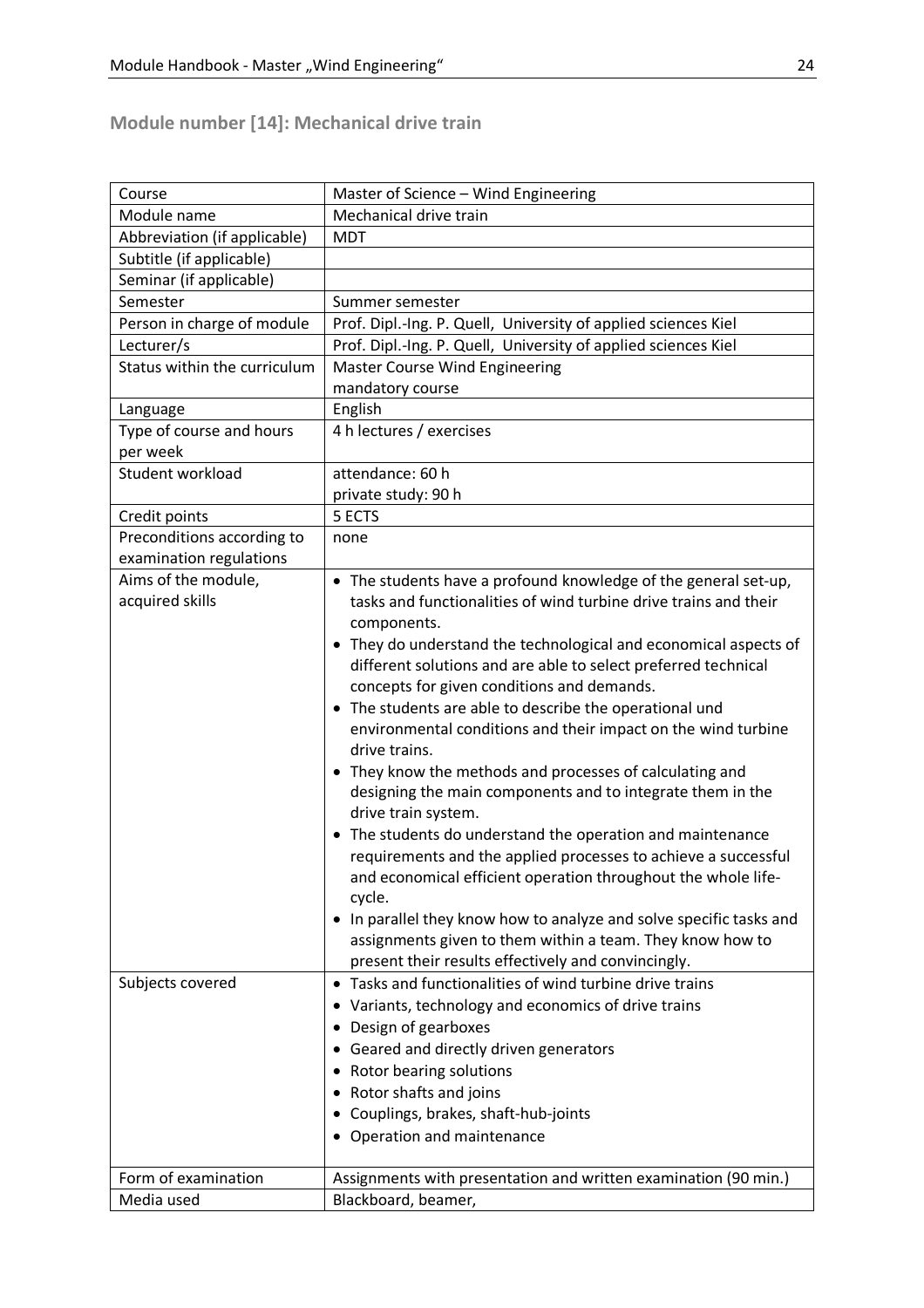## Module number [14]: Mechanical drive train

| | |
|---|---|
| Course | Master of Science – Wind Engineering |
| Module name | Mechanical drive train |
| Abbreviation (if applicable) | MDT |
| Subtitle (if applicable) | |
| Seminar (if applicable) | |
| Semester | Summer semester |
| Person in charge of module | Prof. Dipl.-Ing. P. Quell, University of applied sciences Kiel |
| Lecturer/s | Prof. Dipl.-Ing. P. Quell, University of applied sciences Kiel |
| Status within the curriculum | Master Course Wind Engineering<br>mandatory course |
| Language | English |
| Type of course and hours per week | 4 h lectures / exercises |
| Student workload | attendance: 60 h<br>private study: 90 h |
| Credit points | 5 ECTS |
| Preconditions according to examination regulations | none |
| Aims of the module, acquired skills | • The students have a profound knowledge of the general set-up, tasks and functionalities of wind turbine drive trains and their components.<br>• They do understand the technological and economical aspects of different solutions and are able to select preferred technical concepts for given conditions and demands.<br>• The students are able to describe the operational und environmental conditions and their impact on the wind turbine drive trains.<br>• They know the methods and processes of calculating and designing the main components and to integrate them in the drive train system.<br>• The students do understand the operation and maintenance requirements and the applied processes to achieve a successful and economical efficient operation throughout the whole life-cycle.<br>• In parallel they know how to analyze and solve specific tasks and assignments given to them within a team. They know how to present their results effectively and convincingly. |
| Subjects covered | • Tasks and functionalities of wind turbine drive trains<br>• Variants, technology and economics of drive trains<br>• Design of gearboxes<br>• Geared and directly driven generators<br>• Rotor bearing solutions<br>• Rotor shafts and joins<br>• Couplings, brakes, shaft-hub-joints<br>• Operation and maintenance |
| Form of examination | Assignments with presentation and written examination (90 min.) |
| Media used | Blackboard, beamer, |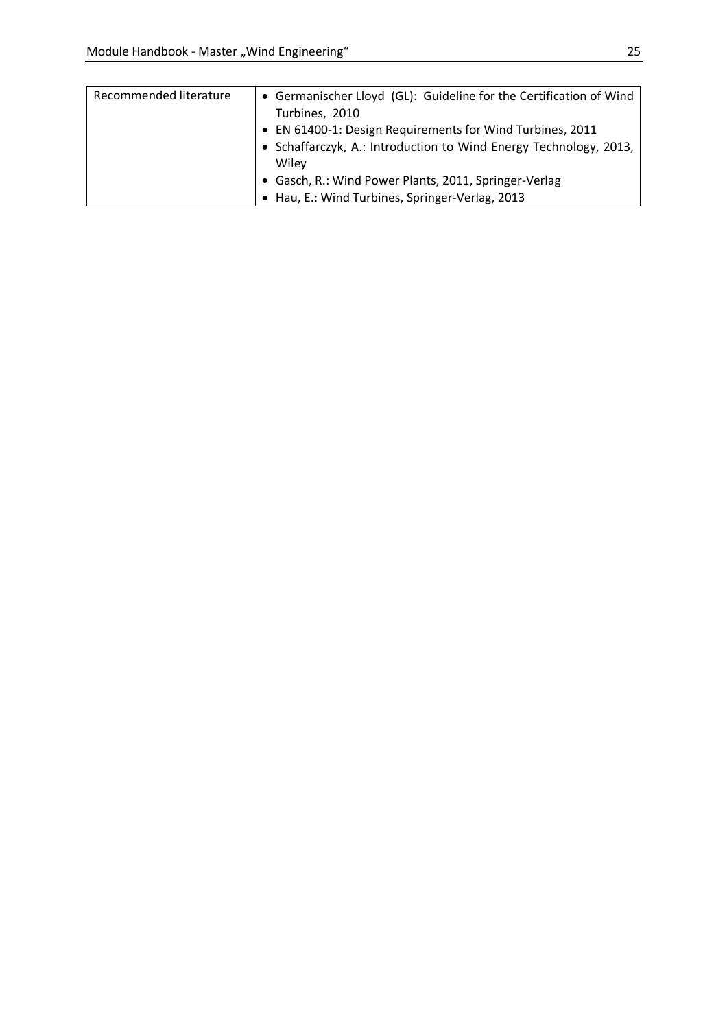| Recommended literature | • Germanischer Lloyd (GL): Guideline for the Certification of Wind Turbines, 2010<br>• EN 61400-1: Design Requirements for Wind Turbines, 2011<br>• Schaffarczyk, A.: Introduction to Wind Energy Technology, 2013, Wiley<br>• Gasch, R.: Wind Power Plants, 2011, Springer-Verlag<br>• Hau, E.: Wind Turbines, Springer-Verlag, 2013 |
|---|---|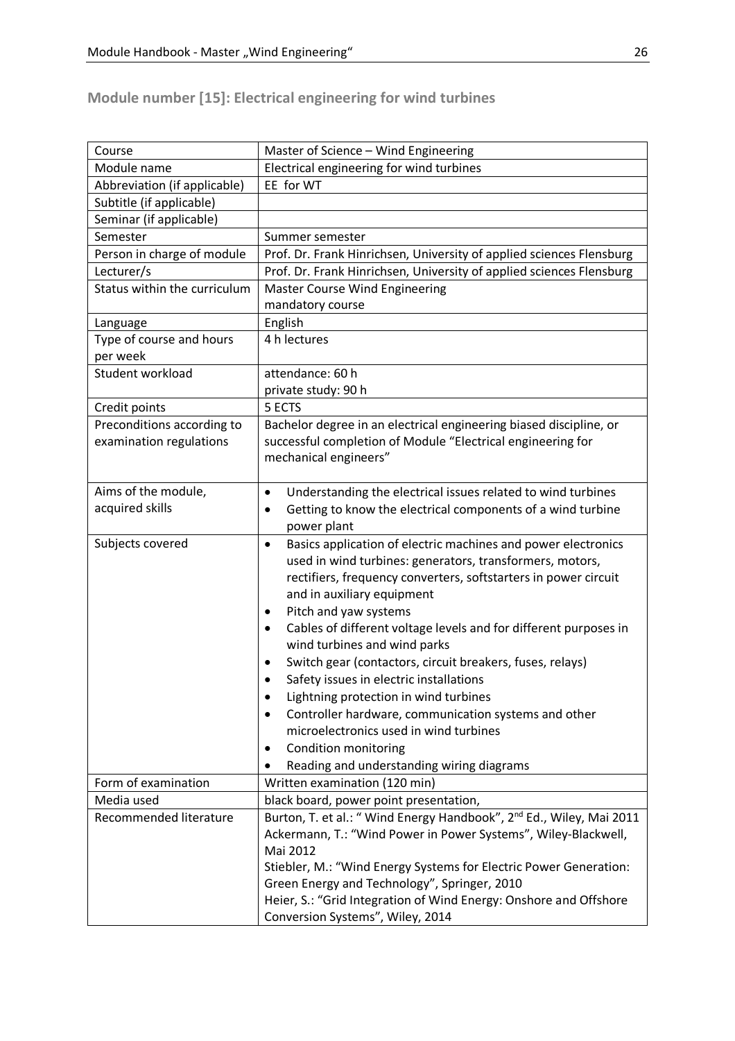## Module number [15]: Electrical engineering for wind turbines

| Course | Master of Science – Wind Engineering |
|---|---|
| Module name | Electrical engineering for wind turbines |
| Abbreviation (if applicable) | EE for WT |
| Subtitle (if applicable) | |
| Seminar (if applicable) | |
| Semester | Summer semester |
| Person in charge of module | Prof. Dr. Frank Hinrichsen, University of applied sciences Flensburg |
| Lecturer/s | Prof. Dr. Frank Hinrichsen, University of applied sciences Flensburg |
| Status within the curriculum | Master Course Wind Engineering<br>mandatory course |
| Language | English |
| Type of course and hours per week | 4 h lectures |
| Student workload | attendance: 60 h<br>private study: 90 h |
| Credit points | 5 ECTS |
| Preconditions according to examination regulations | Bachelor degree in an electrical engineering biased discipline, or successful completion of Module "Electrical engineering for mechanical engineers" |
| Aims of the module, acquired skills | • Understanding the electrical issues related to wind turbines<br>• Getting to know the electrical components of a wind turbine power plant |
| Subjects covered | • Basics application of electric machines and power electronics used in wind turbines: generators, transformers, motors, rectifiers, frequency converters, softstarters in power circuit and in auxiliary equipment<br>• Pitch and yaw systems<br>• Cables of different voltage levels and for different purposes in wind turbines and wind parks<br>• Switch gear (contactors, circuit breakers, fuses, relays)<br>• Safety issues in electric installations<br>• Lightning protection in wind turbines<br>• Controller hardware, communication systems and other microelectronics used in wind turbines<br>• Condition monitoring<br>• Reading and understanding wiring diagrams |
| Form of examination | Written examination (120 min) |
| Media used | black board, power point presentation, |
| Recommended literature | Burton, T. et al.: " Wind Energy Handbook", 2nd Ed., Wiley, Mai 2011<br>Ackermann, T.: "Wind Power in Power Systems", Wiley-Blackwell, Mai 2012<br>Stiebler, M.: "Wind Energy Systems for Electric Power Generation: Green Energy and Technology", Springer, 2010<br>Heier, S.: "Grid Integration of Wind Energy: Onshore and Offshore Conversion Systems", Wiley, 2014 |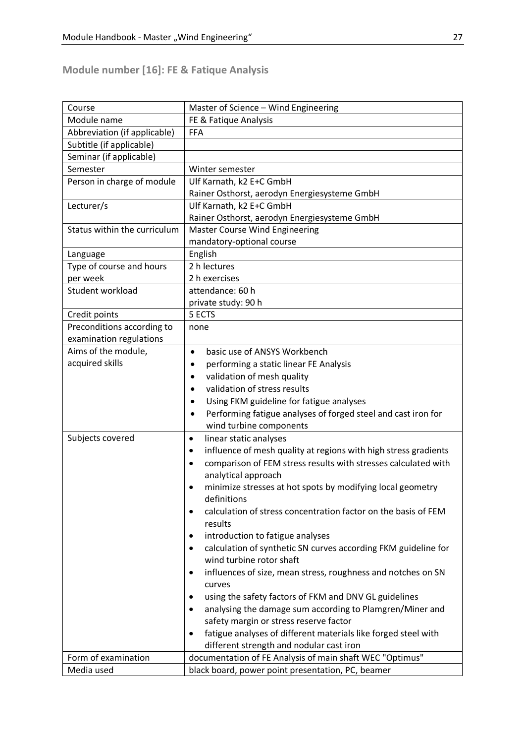## Module number [16]: FE & Fatique Analysis

| Course | Master of Science – Wind Engineering |
|---|---|
| Module name | FE & Fatique Analysis |
| Abbreviation (if applicable) | FFA |
| Subtitle (if applicable) | |
| Seminar (if applicable) | |
| Semester | Winter semester |
| Person in charge of module | Ulf Karnath, k2 E+C GmbH<br>Rainer Osthorst, aerodyn Energiesysteme GmbH |
| Lecturer/s | Ulf Karnath, k2 E+C GmbH<br>Rainer Osthorst, aerodyn Energiesysteme GmbH |
| Status within the curriculum | Master Course Wind Engineering<br>mandatory-optional course |
| Language | English |
| Type of course and hours per week | 2 h lectures<br>2 h exercises |
| Student workload | attendance: 60 h<br>private study: 90 h |
| Credit points | 5 ECTS |
| Preconditions according to examination regulations | none |
| Aims of the module, acquired skills | • basic use of ANSYS Workbench<br>• performing a static linear FE Analysis<br>• validation of mesh quality<br>• validation of stress results<br>• Using FKM guideline for fatigue analyses<br>• Performing fatigue analyses of forged steel and cast iron for wind turbine components |
| Subjects covered | • linear static analyses<br>• influence of mesh quality at regions with high stress gradients<br>• comparison of FEM stress results with stresses calculated with analytical approach<br>• minimize stresses at hot spots by modifying local geometry definitions<br>• calculation of stress concentration factor on the basis of FEM results<br>• introduction to fatigue analyses<br>• calculation of synthetic SN curves according FKM guideline for wind turbine rotor shaft<br>• influences of size, mean stress, roughness and notches on SN curves<br>• using the safety factors of FKM and DNV GL guidelines<br>• analysing the damage sum according to Plamgren/Miner and safety margin or stress reserve factor<br>• fatigue analyses of different materials like forged steel with different strength and nodular cast iron |
| Form of examination | documentation of FE Analysis of main shaft WEC "Optimus" |
| Media used | black board, power point presentation, PC, beamer |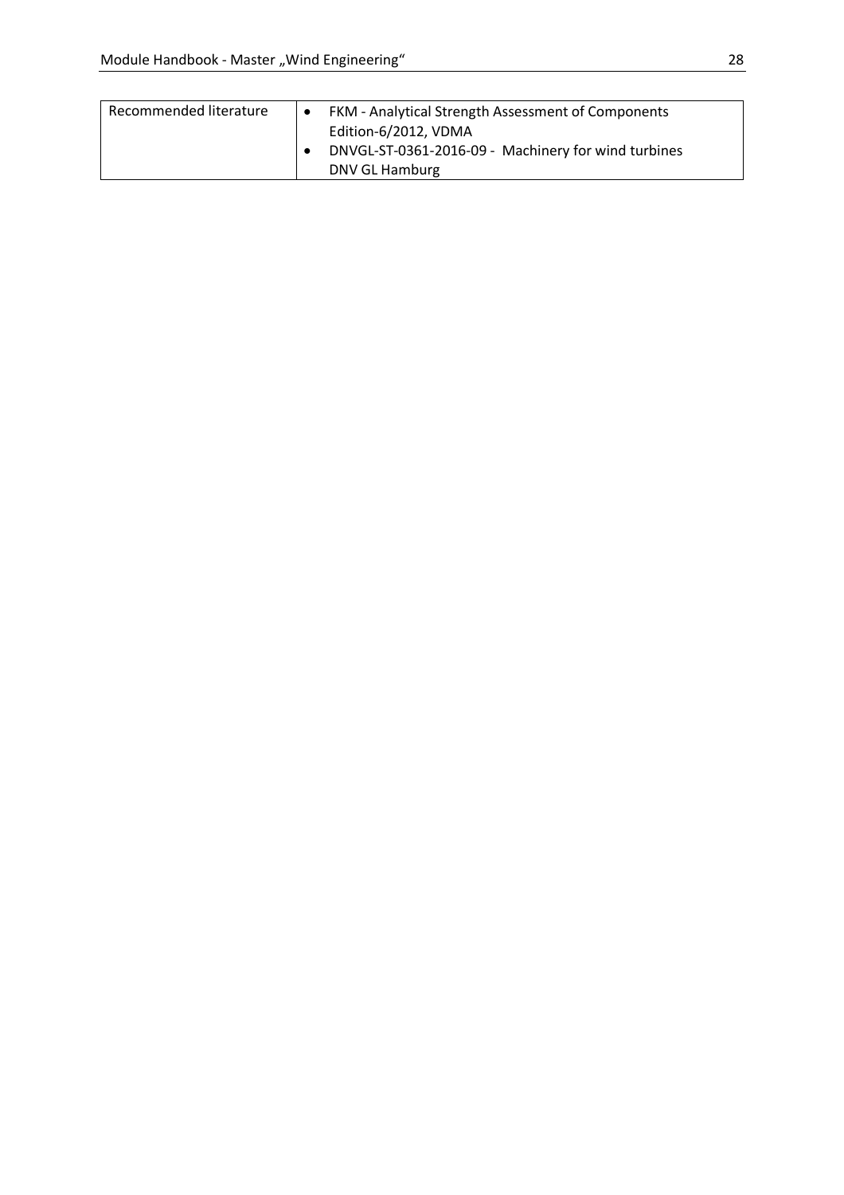| Recommended literature | <ul><li>FKM - Analytical Strength Assessment of Components Edition-6/2012, VDMA</li><li>DNVGL-ST-0361-2016-09 - Machinery for wind turbines DNV GL Hamburg</li></ul> |
|---|---|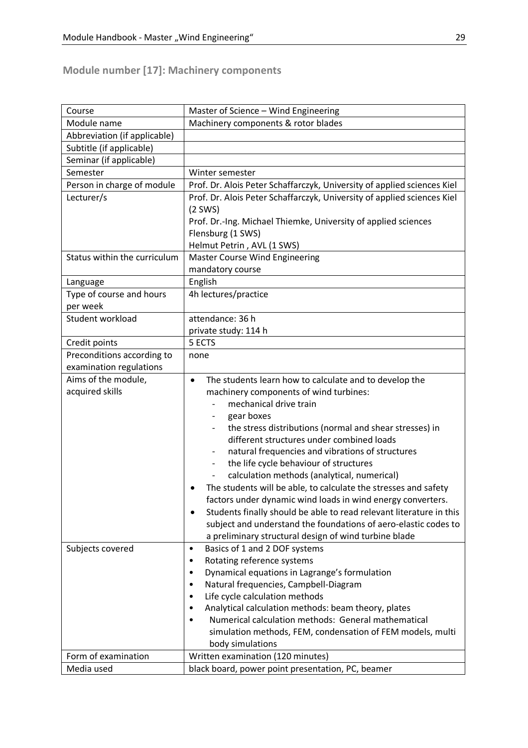## Module number [17]: Machinery components

| Course | Master of Science – Wind Engineering |
|---|---|
| Module name | Machinery components & rotor blades |
| Abbreviation (if applicable) | |
| Subtitle (if applicable) | |
| Seminar (if applicable) | |
| Semester | Winter semester |
| Person in charge of module | Prof. Dr. Alois Peter Schaffarczyk, University of applied sciences Kiel |
| Lecturer/s | Prof. Dr. Alois Peter Schaffarczyk, University of applied sciences Kiel (2 SWS)<br>Prof. Dr.-Ing. Michael Thiemke, University of applied sciences Flensburg (1 SWS)<br>Helmut Petrin , AVL (1 SWS) |
| Status within the curriculum | Master Course Wind Engineering<br>mandatory course |
| Language | English |
| Type of course and hours per week | 4h lectures/practice |
| Student workload | attendance: 36 h<br>private study: 114 h |
| Credit points | 5 ECTS |
| Preconditions according to examination regulations | none |
| Aims of the module, acquired skills | • The students learn how to calculate and to develop the machinery components of wind turbines:<br>- mechanical drive train<br>- gear boxes<br>- the stress distributions (normal and shear stresses) in different structures under combined loads<br>- natural frequencies and vibrations of structures<br>- the life cycle behaviour of structures<br>- calculation methods (analytical, numerical)<br>• The students will be able, to calculate the stresses and safety factors under dynamic wind loads in wind energy converters.<br>• Students finally should be able to read relevant literature in this subject and understand the foundations of aero-elastic codes to a preliminary structural design of wind turbine blade |
| Subjects covered | • Basics of 1 and 2 DOF systems<br>• Rotating reference systems<br>• Dynamical equations in Lagrange's formulation<br>• Natural frequencies, Campbell-Diagram<br>• Life cycle calculation methods<br>• Analytical calculation methods: beam theory, plates<br>• Numerical calculation methods: General mathematical simulation methods, FEM, condensation of FEM models, multi body simulations |
| Form of examination | Written examination (120 minutes) |
| Media used | black board, power point presentation, PC, beamer |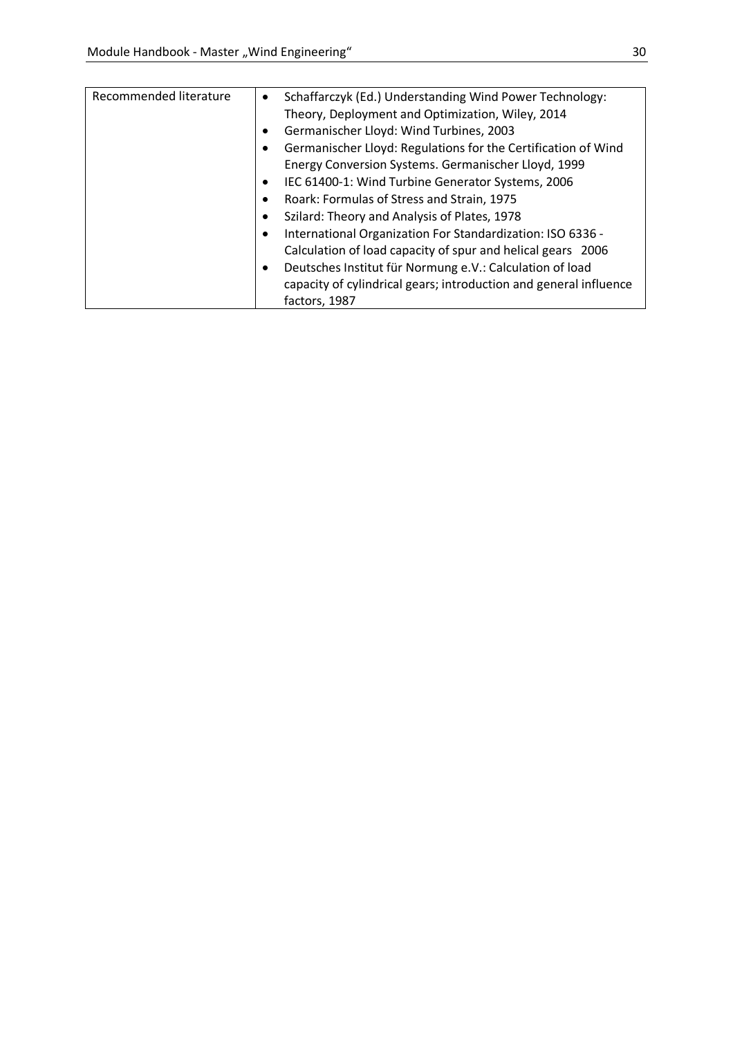| Recommended literature | • Schaffarczyk (Ed.) Understanding Wind Power Technology: Theory, Deployment and Optimization, Wiley, 2014<br>• Germanischer Lloyd: Wind Turbines, 2003<br>• Germanischer Lloyd: Regulations for the Certification of Wind Energy Conversion Systems. Germanischer Lloyd, 1999<br>• IEC 61400-1: Wind Turbine Generator Systems, 2006<br>• Roark: Formulas of Stress and Strain, 1975<br>• Szilard: Theory and Analysis of Plates, 1978<br>• International Organization For Standardization: ISO 6336 - Calculation of load capacity of spur and helical gears 2006<br>• Deutsches Institut für Normung e.V.: Calculation of load capacity of cylindrical gears; introduction and general influence factors, 1987 |
|---|---|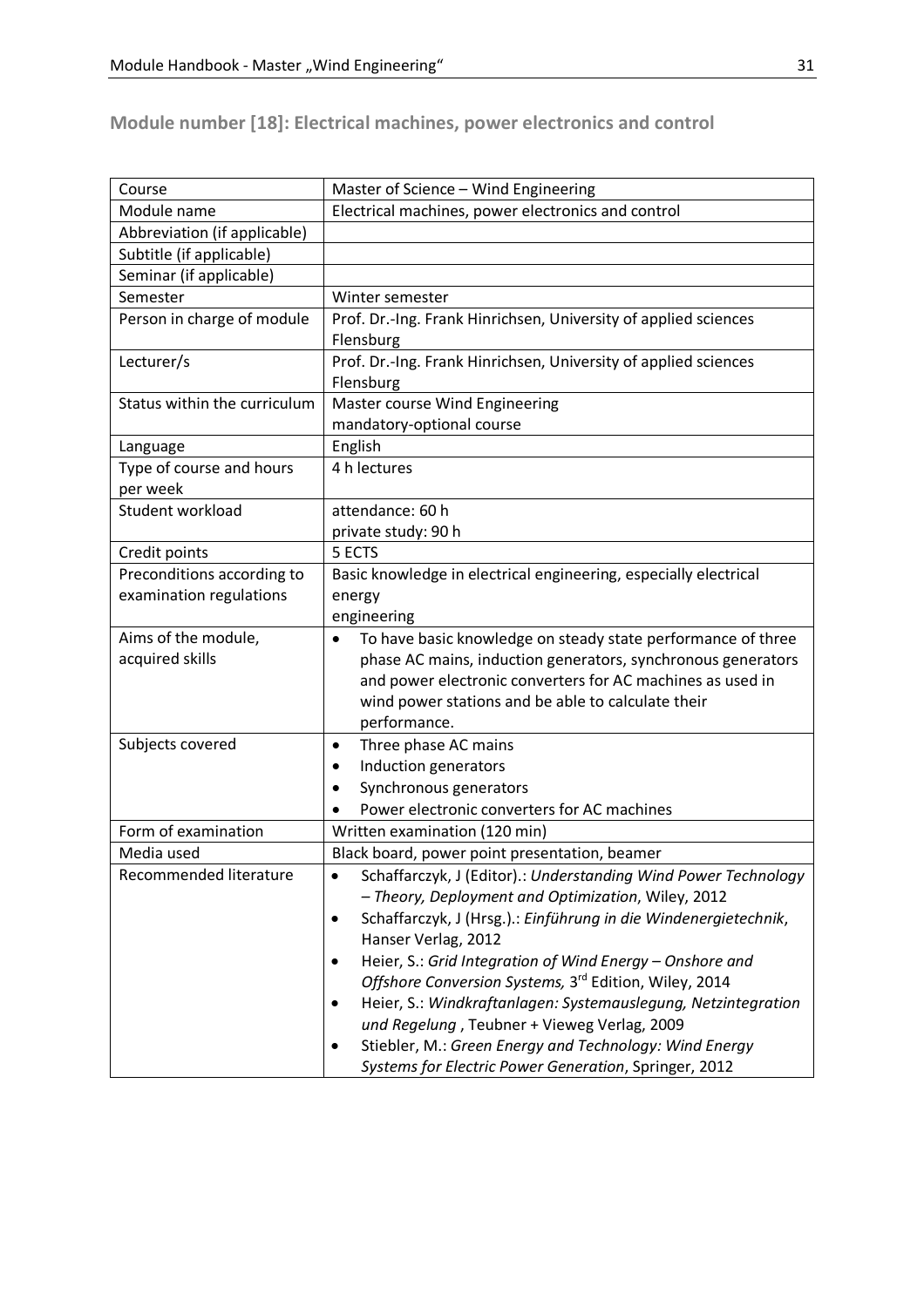## Module number [18]: Electrical machines, power electronics and control

| Course | Master of Science – Wind Engineering |
|---|---|
| Module name | Electrical machines, power electronics and control |
| Abbreviation (if applicable) | |
| Subtitle (if applicable) | |
| Seminar (if applicable) | |
| Semester | Winter semester |
| Person in charge of module | Prof. Dr.-Ing. Frank Hinrichsen, University of applied sciences Flensburg |
| Lecturer/s | Prof. Dr.-Ing. Frank Hinrichsen, University of applied sciences Flensburg |
| Status within the curriculum | Master course Wind Engineering<br>mandatory-optional course |
| Language | English |
| Type of course and hours per week | 4 h lectures |
| Student workload | attendance: 60 h<br>private study: 90 h |
| Credit points | 5 ECTS |
| Preconditions according to examination regulations | Basic knowledge in electrical engineering, especially electrical energy<br>engineering |
| Aims of the module, acquired skills | • To have basic knowledge on steady state performance of three phase AC mains, induction generators, synchronous generators and power electronic converters for AC machines as used in wind power stations and be able to calculate their performance. |
| Subjects covered | • Three phase AC mains<br>• Induction generators<br>• Synchronous generators<br>• Power electronic converters for AC machines |
| Form of examination | Written examination (120 min) |
| Media used | Black board, power point presentation, beamer |
| Recommended literature | • Schaffarczyk, J (Editor).: *Understanding Wind Power Technology – Theory, Deployment and Optimization*, Wiley, 2012<br>• Schaffarczyk, J (Hrsg.).: *Einführung in die Windenergietechnik*, Hanser Verlag, 2012<br>• Heier, S.: *Grid Integration of Wind Energy – Onshore and Offshore Conversion Systems,* 3rd Edition, Wiley, 2014<br>• Heier, S.: *Windkraftanlagen: Systemauslegung, Netzintegration und Regelung* , Teubner + Vieweg Verlag, 2009<br>• Stiebler, M.: *Green Energy and Technology: Wind Energy Systems for Electric Power Generation*, Springer, 2012 |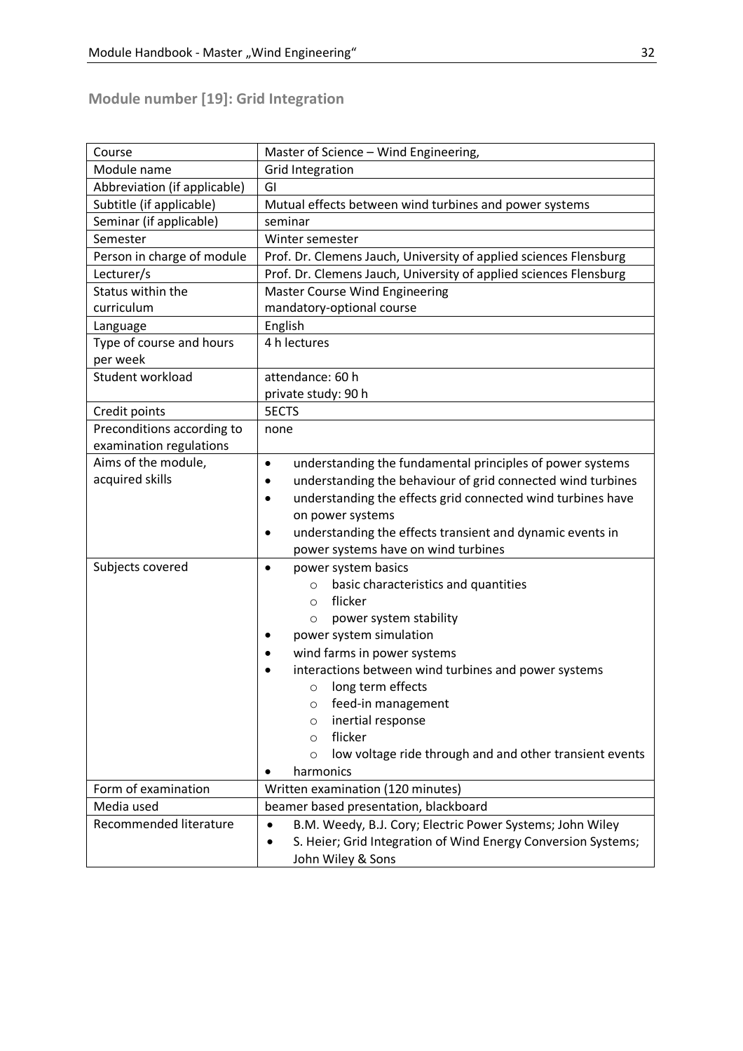## Module number [19]: Grid Integration

| Course | Master of Science – Wind Engineering, |
|---|---|
| Module name | Grid Integration |
| Abbreviation (if applicable) | GI |
| Subtitle (if applicable) | Mutual effects between wind turbines and power systems |
| Seminar (if applicable) | seminar |
| Semester | Winter semester |
| Person in charge of module | Prof. Dr. Clemens Jauch, University of applied sciences Flensburg |
| Lecturer/s | Prof. Dr. Clemens Jauch, University of applied sciences Flensburg |
| Status within the curriculum | Master Course Wind Engineering<br>mandatory-optional course |
| Language | English |
| Type of course and hours per week | 4 h lectures |
| Student workload | attendance: 60 h<br>private study: 90 h |
| Credit points | 5ECTS |
| Preconditions according to examination regulations | none |
| Aims of the module, acquired skills | • understanding the fundamental principles of power systems<br>• understanding the behaviour of grid connected wind turbines<br>• understanding the effects grid connected wind turbines have on power systems<br>• understanding the effects transient and dynamic events in power systems have on wind turbines |
| Subjects covered | • power system basics<br>  ○ basic characteristics and quantities<br>  ○ flicker<br>  ○ power system stability<br>• power system simulation<br>• wind farms in power systems<br>• interactions between wind turbines and power systems<br>  ○ long term effects<br>  ○ feed-in management<br>  ○ inertial response<br>  ○ flicker<br>  ○ low voltage ride through and and other transient events<br>• harmonics |
| Form of examination | Written examination (120 minutes) |
| Media used | beamer based presentation, blackboard |
| Recommended literature | • B.M. Weedy, B.J. Cory; Electric Power Systems; John Wiley<br>• S. Heier; Grid Integration of Wind Energy Conversion Systems; John Wiley & Sons |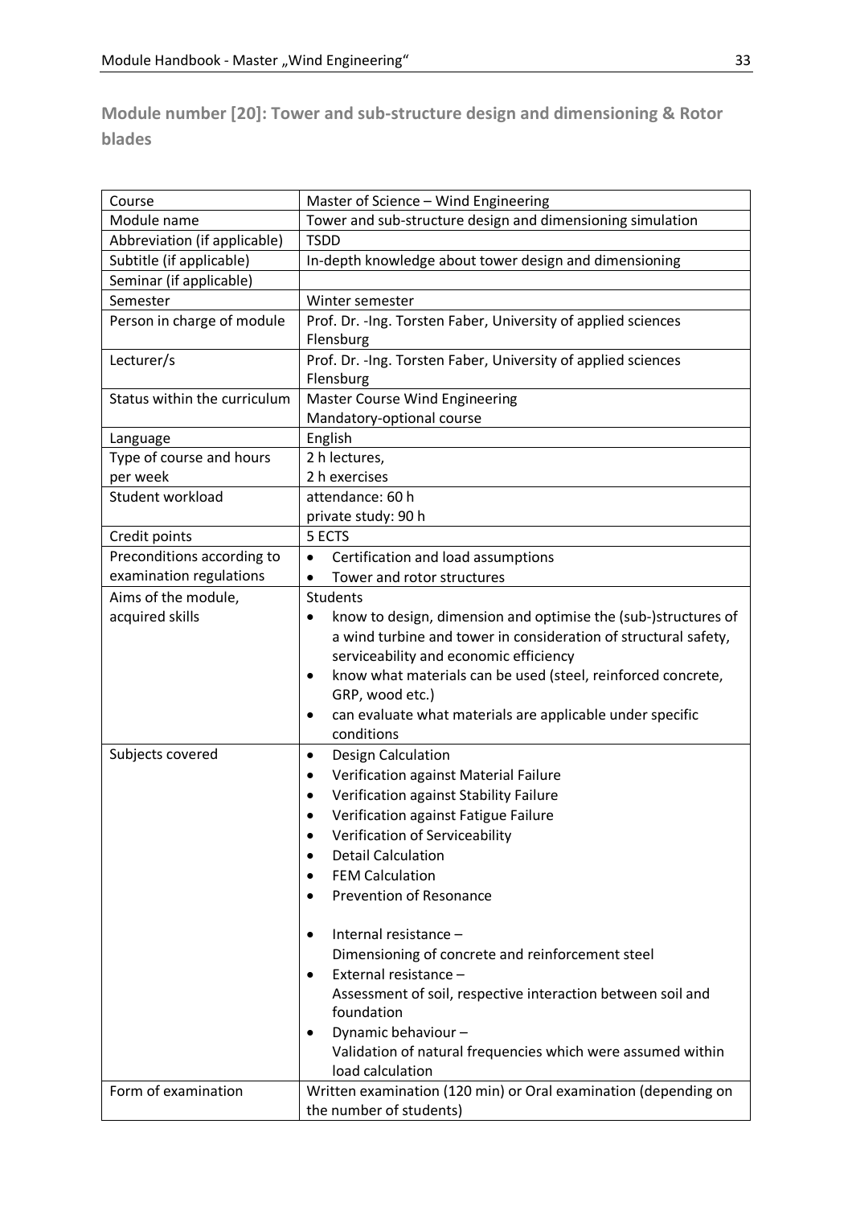## Module number [20]: Tower and sub-structure design and dimensioning & Rotor blades

| Course | Master of Science – Wind Engineering |
|---|---|
| Module name | Tower and sub-structure design and dimensioning simulation |
| Abbreviation (if applicable) | TSDD |
| Subtitle (if applicable) | In-depth knowledge about tower design and dimensioning |
| Seminar (if applicable) | |
| Semester | Winter semester |
| Person in charge of module | Prof. Dr. -Ing. Torsten Faber, University of applied sciences Flensburg |
| Lecturer/s | Prof. Dr. -Ing. Torsten Faber, University of applied sciences Flensburg |
| Status within the curriculum | Master Course Wind Engineering<br>Mandatory-optional course |
| Language | English |
| Type of course and hours per week | 2 h lectures,<br>2 h exercises |
| Student workload | attendance: 60 h<br>private study: 90 h |
| Credit points | 5 ECTS |
| Preconditions according to examination regulations | • Certification and load assumptions<br>• Tower and rotor structures |
| Aims of the module, acquired skills | Students<br>• know to design, dimension and optimise the (sub-)structures of a wind turbine and tower in consideration of structural safety, serviceability and economic efficiency<br>• know what materials can be used (steel, reinforced concrete, GRP, wood etc.)<br>• can evaluate what materials are applicable under specific conditions |
| Subjects covered | • Design Calculation<br>• Verification against Material Failure<br>• Verification against Stability Failure<br>• Verification against Fatigue Failure<br>• Verification of Serviceability<br>• Detail Calculation<br>• FEM Calculation<br>• Prevention of Resonance<br><br>• Internal resistance – Dimensioning of concrete and reinforcement steel<br>• External resistance – Assessment of soil, respective interaction between soil and foundation<br>• Dynamic behaviour – Validation of natural frequencies which were assumed within load calculation |
| Form of examination | Written examination (120 min) or Oral examination (depending on the number of students) |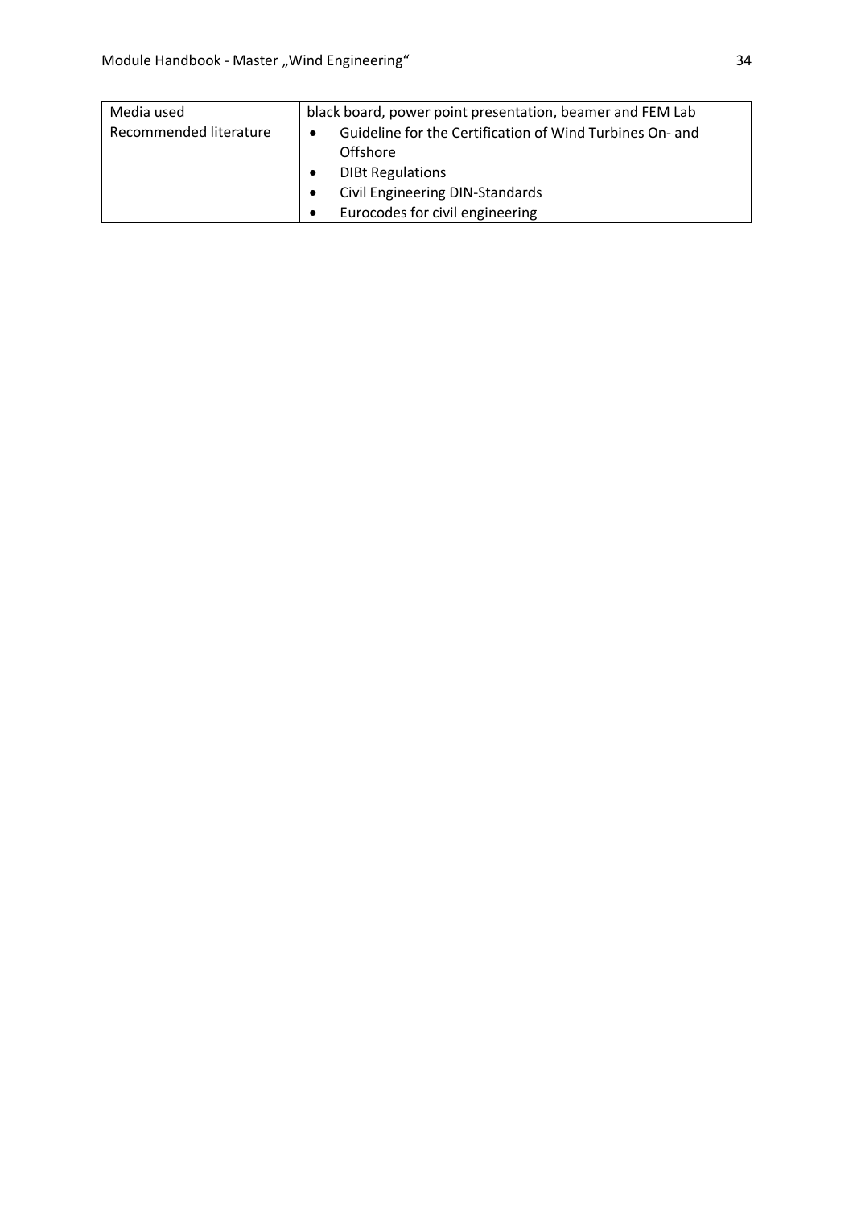| | |
|---|---|
| Media used | black board, power point presentation, beamer and FEM Lab |
| Recommended literature | • Guideline for the Certification of Wind Turbines On- and Offshore<br>• DIBt Regulations<br>• Civil Engineering DIN-Standards<br>• Eurocodes for civil engineering |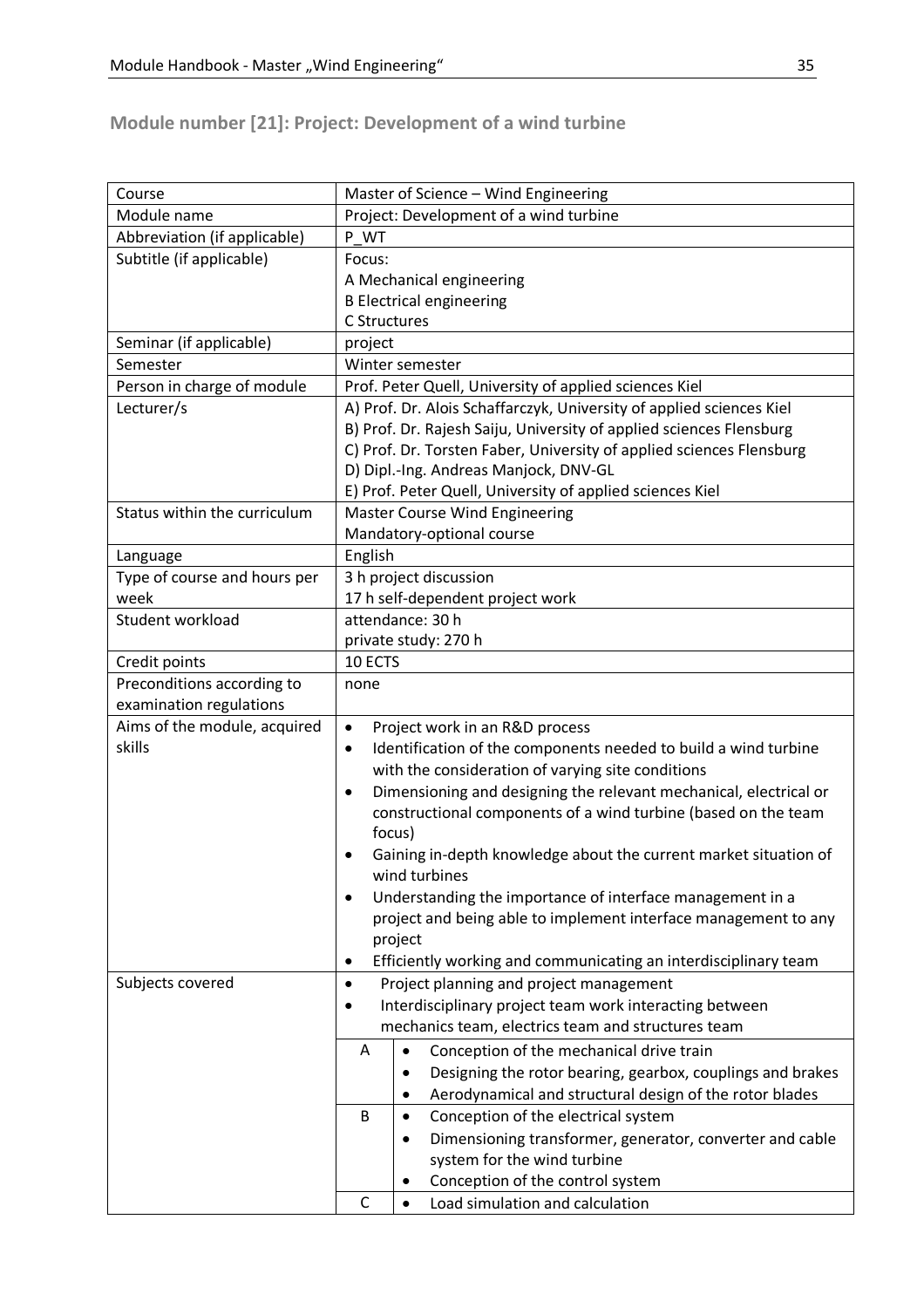## Module number [21]: Project: Development of a wind turbine

| Course | Master of Science – Wind Engineering |
|---|---|
| Module name | Project: Development of a wind turbine |
| Abbreviation (if applicable) | P_WT |
| Subtitle (if applicable) | Focus:<br>A Mechanical engineering<br>B Electrical engineering<br>C Structures |
| Seminar (if applicable) | project |
| Semester | Winter semester |
| Person in charge of module | Prof. Peter Quell, University of applied sciences Kiel |
| Lecturer/s | A) Prof. Dr. Alois Schaffarczyk, University of applied sciences Kiel<br>B) Prof. Dr. Rajesh Saiju, University of applied sciences Flensburg<br>C) Prof. Dr. Torsten Faber, University of applied sciences Flensburg<br>D) Dipl.-Ing. Andreas Manjock, DNV-GL<br>E) Prof. Peter Quell, University of applied sciences Kiel |
| Status within the curriculum | Master Course Wind Engineering<br>Mandatory-optional course |
| Language | English |
| Type of course and hours per week | 3 h project discussion<br>17 h self-dependent project work |
| Student workload | attendance: 30 h<br>private study: 270 h |
| Credit points | 10 ECTS |
| Preconditions according to examination regulations | none |
| Aims of the module, acquired skills | • Project work in an R&D process<br>• Identification of the components needed to build a wind turbine with the consideration of varying site conditions<br>• Dimensioning and designing the relevant mechanical, electrical or constructional components of a wind turbine (based on the team focus)<br>• Gaining in-depth knowledge about the current market situation of wind turbines<br>• Understanding the importance of interface management in a project and being able to implement interface management to any project<br>• Efficiently working and communicating an interdisciplinary team |
| Subjects covered | • Project planning and project management<br>• Interdisciplinary project team work interacting between mechanics team, electrics team and structures team<br>**A**<br>• Conception of the mechanical drive train<br>• Designing the rotor bearing, gearbox, couplings and brakes<br>• Aerodynamical and structural design of the rotor blades<br>**B**<br>• Conception of the electrical system<br>• Dimensioning transformer, generator, converter and cable system for the wind turbine<br>• Conception of the control system<br>**C**<br>• Load simulation and calculation |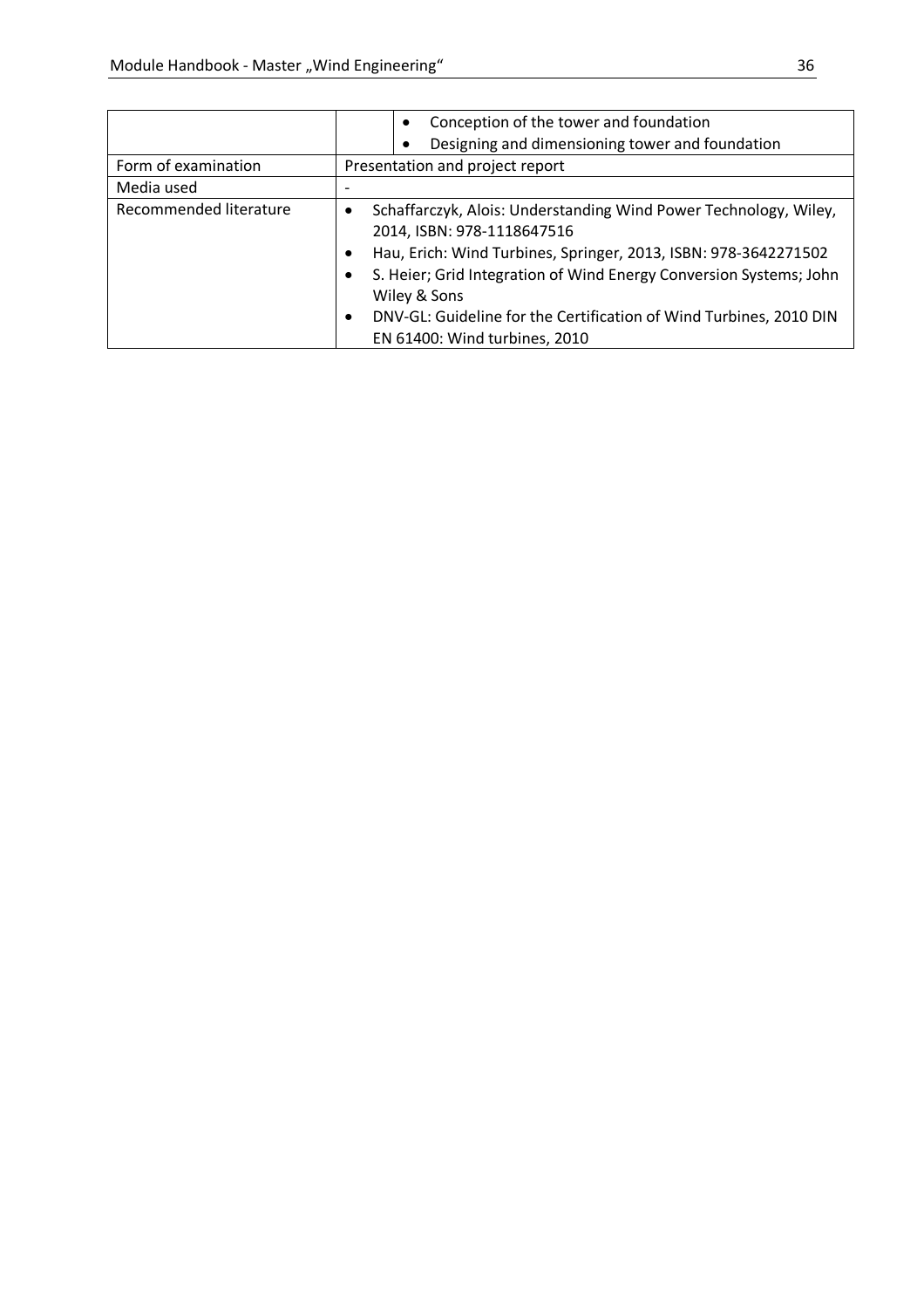| | |
|---|---|
| | • Conception of the tower and foundation<br>• Designing and dimensioning tower and foundation |
| Form of examination | Presentation and project report |
| Media used | - |
| Recommended literature | • Schaffarczyk, Alois: Understanding Wind Power Technology, Wiley, 2014, ISBN: 978-1118647516<br>• Hau, Erich: Wind Turbines, Springer, 2013, ISBN: 978-3642271502<br>• S. Heier; Grid Integration of Wind Energy Conversion Systems; John Wiley & Sons<br>• DNV-GL: Guideline for the Certification of Wind Turbines, 2010 DIN EN 61400: Wind turbines, 2010 |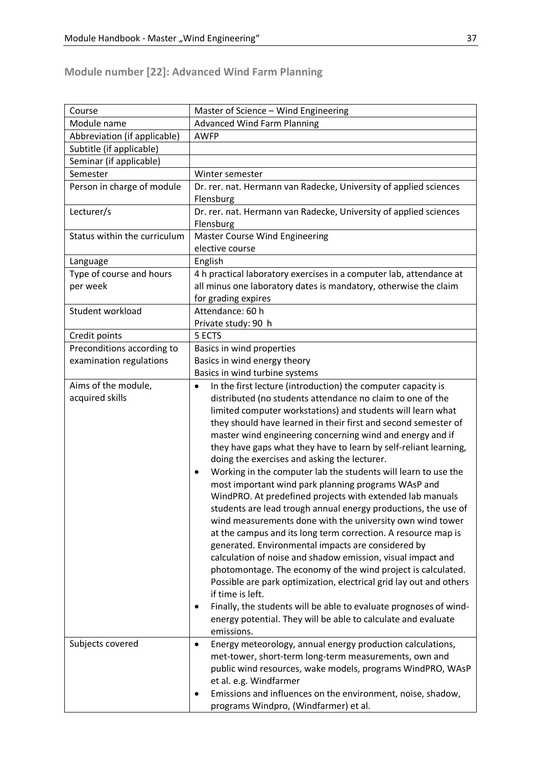## Module number [22]: Advanced Wind Farm Planning

| | |
|---|---|
| Course | Master of Science – Wind Engineering |
| Module name | Advanced Wind Farm Planning |
| Abbreviation (if applicable) | AWFP |
| Subtitle (if applicable) | |
| Seminar (if applicable) | |
| Semester | Winter semester |
| Person in charge of module | Dr. rer. nat. Hermann van Radecke, University of applied sciences Flensburg |
| Lecturer/s | Dr. rer. nat. Hermann van Radecke, University of applied sciences Flensburg |
| Status within the curriculum | Master Course Wind Engineering<br>elective course |
| Language | English |
| Type of course and hours per week | 4 h practical laboratory exercises in a computer lab, attendance at all minus one laboratory dates is mandatory, otherwise the claim for grading expires |
| Student workload | Attendance: 60 h<br>Private study: 90 h |
| Credit points | 5 ECTS |
| Preconditions according to examination regulations | Basics in wind properties<br>Basics in wind energy theory<br>Basics in wind turbine systems |
| Aims of the module, acquired skills | • In the first lecture (introduction) the computer capacity is distributed (no students attendance no claim to one of the limited computer workstations) and students will learn what they should have learned in their first and second semester of master wind engineering concerning wind and energy and if they have gaps what they have to learn by self-reliant learning, doing the exercises and asking the lecturer.<br>• Working in the computer lab the students will learn to use the most important wind park planning programs WAsP and WindPRO. At predefined projects with extended lab manuals students are lead trough annual energy productions, the use of wind measurements done with the university own wind tower at the campus and its long term correction. A resource map is generated. Environmental impacts are considered by calculation of noise and shadow emission, visual impact and photomontage. The economy of the wind project is calculated. Possible are park optimization, electrical grid lay out and others if time is left.<br>• Finally, the students will be able to evaluate prognoses of wind-energy potential. They will be able to calculate and evaluate emissions. |
| Subjects covered | • Energy meteorology, annual energy production calculations, met-tower, short-term long-term measurements, own and public wind resources, wake models, programs WindPRO, WAsP et al. e.g. Windfarmer<br>• Emissions and influences on the environment, noise, shadow, programs Windpro, (Windfarmer) et al. |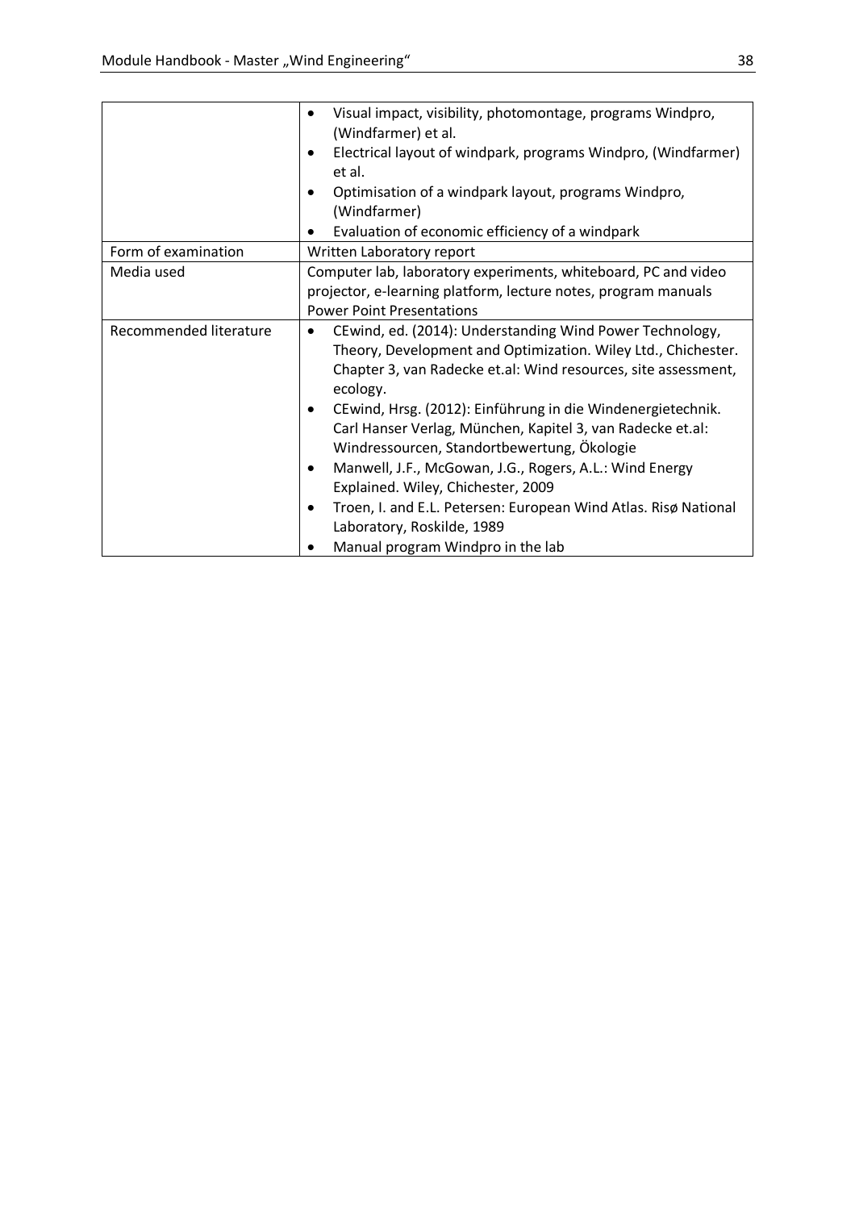| | |
|---|---|
| | • Visual impact, visibility, photomontage, programs Windpro, (Windfarmer) et al.<br>• Electrical layout of windpark, programs Windpro, (Windfarmer) et al.<br>• Optimisation of a windpark layout, programs Windpro, (Windfarmer)<br>• Evaluation of economic efficiency of a windpark |
| Form of examination | Written Laboratory report |
| Media used | Computer lab, laboratory experiments, whiteboard, PC and video projector, e-learning platform, lecture notes, program manuals Power Point Presentations |
| Recommended literature | • CEwind, ed. (2014): Understanding Wind Power Technology, Theory, Development and Optimization. Wiley Ltd., Chichester. Chapter 3, van Radecke et.al: Wind resources, site assessment, ecology.<br>• CEwind, Hrsg. (2012): Einführung in die Windenergietechnik. Carl Hanser Verlag, München, Kapitel 3, van Radecke et.al: Windressourcen, Standortbewertung, Ökologie<br>• Manwell, J.F., McGowan, J.G., Rogers, A.L.: Wind Energy Explained. Wiley, Chichester, 2009<br>• Troen, I. and E.L. Petersen: European Wind Atlas. Risø National Laboratory, Roskilde, 1989<br>• Manual program Windpro in the lab |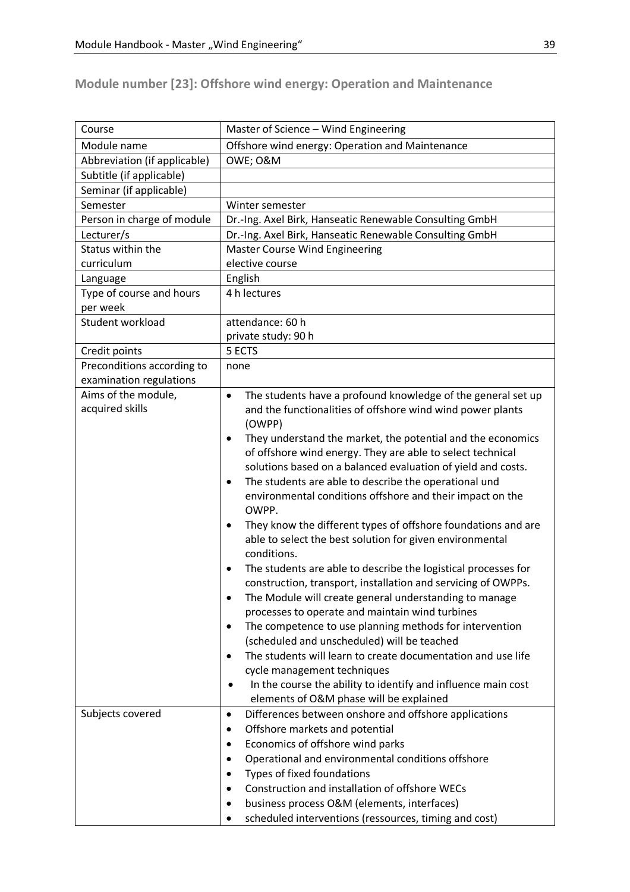## Module number [23]: Offshore wind energy: Operation and Maintenance

| Course | Master of Science – Wind Engineering |
|---|---|
| Module name | Offshore wind energy: Operation and Maintenance |
| Abbreviation (if applicable) | OWE; O&M |
| Subtitle (if applicable) | |
| Seminar (if applicable) | |
| Semester | Winter semester |
| Person in charge of module | Dr.-Ing. Axel Birk, Hanseatic Renewable Consulting GmbH |
| Lecturer/s | Dr.-Ing. Axel Birk, Hanseatic Renewable Consulting GmbH |
| Status within the curriculum | Master Course Wind Engineering<br>elective course |
| Language | English |
| Type of course and hours per week | 4 h lectures |
| Student workload | attendance: 60 h<br>private study: 90 h |
| Credit points | 5 ECTS |
| Preconditions according to examination regulations | none |
| Aims of the module, acquired skills | • The students have a profound knowledge of the general set up and the functionalities of offshore wind wind power plants (OWPP)<br>• They understand the market, the potential and the economics of offshore wind energy. They are able to select technical solutions based on a balanced evaluation of yield and costs.<br>• The students are able to describe the operational und environmental conditions offshore and their impact on the OWPP.<br>• They know the different types of offshore foundations and are able to select the best solution for given environmental conditions.<br>• The students are able to describe the logistical processes for construction, transport, installation and servicing of OWPPs.<br>• The Module will create general understanding to manage processes to operate and maintain wind turbines<br>• The competence to use planning methods for intervention (scheduled and unscheduled) will be teached<br>• The students will learn to create documentation and use life cycle management techniques<br>• In the course the ability to identify and influence main cost elements of O&M phase will be explained |
| Subjects covered | • Differences between onshore and offshore applications<br>• Offshore markets and potential<br>• Economics of offshore wind parks<br>• Operational and environmental conditions offshore<br>• Types of fixed foundations<br>• Construction and installation of offshore WECs<br>• business process O&M (elements, interfaces)<br>• scheduled interventions (ressources, timing and cost) |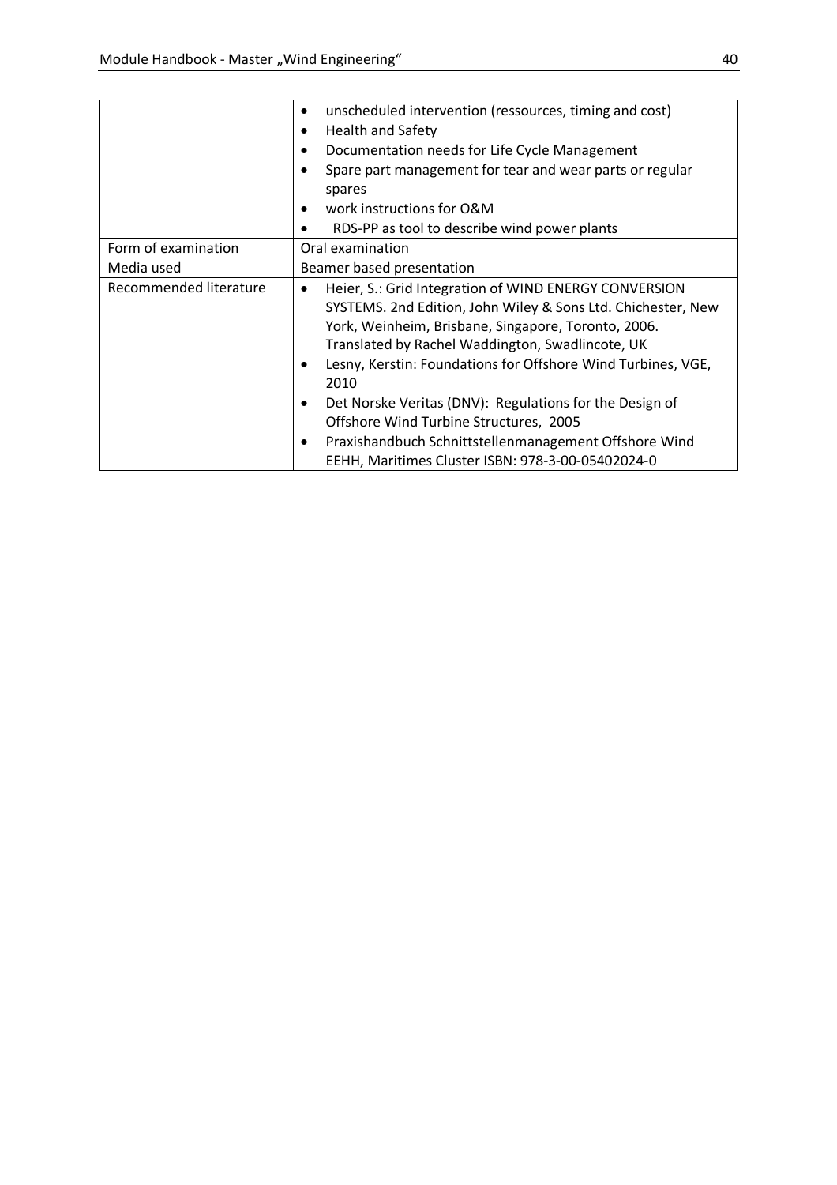| | |
|---|---|
| | • unscheduled intervention (ressources, timing and cost)<br>• Health and Safety<br>• Documentation needs for Life Cycle Management<br>• Spare part management for tear and wear parts or regular spares<br>• work instructions for O&M<br>• RDS-PP as tool to describe wind power plants |
| Form of examination | Oral examination |
| Media used | Beamer based presentation |
| Recommended literature | • Heier, S.: Grid Integration of WIND ENERGY CONVERSION SYSTEMS. 2nd Edition, John Wiley & Sons Ltd. Chichester, New York, Weinheim, Brisbane, Singapore, Toronto, 2006. Translated by Rachel Waddington, Swadlincote, UK<br>• Lesny, Kerstin: Foundations for Offshore Wind Turbines, VGE, 2010<br>• Det Norske Veritas (DNV): Regulations for the Design of Offshore Wind Turbine Structures, 2005<br>• Praxishandbuch Schnittstellenmanagement Offshore Wind EEHH, Maritimes Cluster ISBN: 978-3-00-05402024-0 |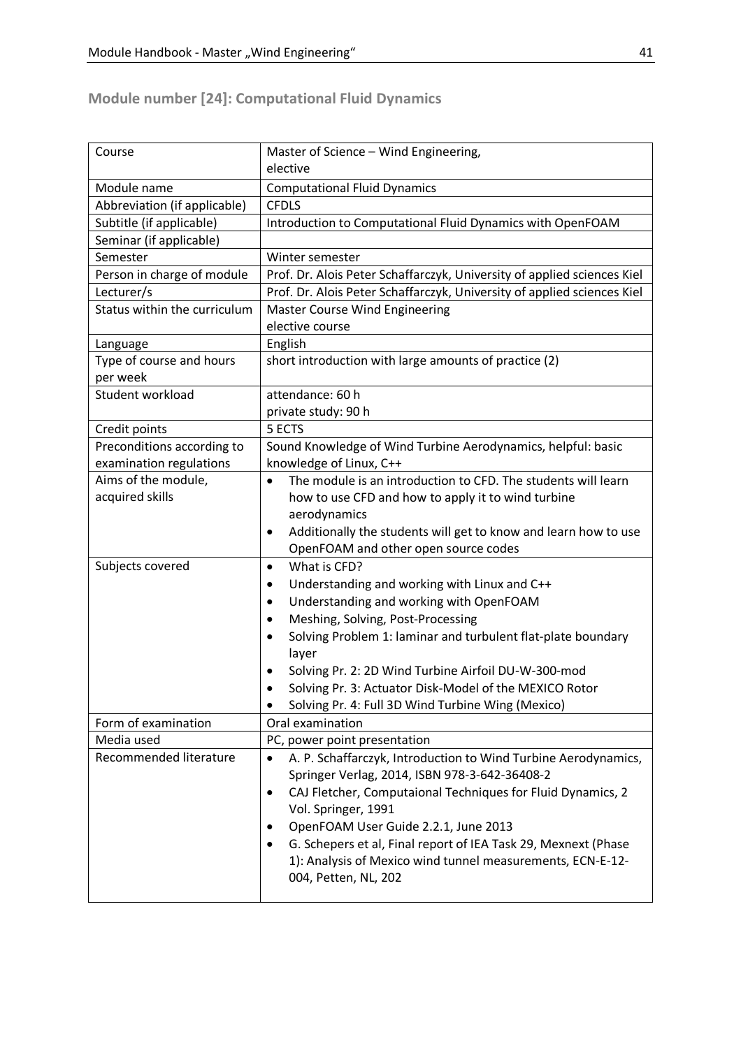## Module number [24]: Computational Fluid Dynamics

| Course | Master of Science – Wind Engineering, elective |
|---|---|
| Module name | Computational Fluid Dynamics |
| Abbreviation (if applicable) | CFDLS |
| Subtitle (if applicable) | Introduction to Computational Fluid Dynamics with OpenFOAM |
| Seminar (if applicable) | |
| Semester | Winter semester |
| Person in charge of module | Prof. Dr. Alois Peter Schaffarczyk, University of applied sciences Kiel |
| Lecturer/s | Prof. Dr. Alois Peter Schaffarczyk, University of applied sciences Kiel |
| Status within the curriculum | Master Course Wind Engineering<br>elective course |
| Language | English |
| Type of course and hours per week | short introduction with large amounts of practice (2) |
| Student workload | attendance: 60 h<br>private study: 90 h |
| Credit points | 5 ECTS |
| Preconditions according to examination regulations | Sound Knowledge of Wind Turbine Aerodynamics, helpful: basic knowledge of Linux, C++ |
| Aims of the module, acquired skills | • The module is an introduction to CFD. The students will learn how to use CFD and how to apply it to wind turbine aerodynamics<br>• Additionally the students will get to know and learn how to use OpenFOAM and other open source codes |
| Subjects covered | • What is CFD?<br>• Understanding and working with Linux and C++<br>• Understanding and working with OpenFOAM<br>• Meshing, Solving, Post-Processing<br>• Solving Problem 1: laminar and turbulent flat-plate boundary layer<br>• Solving Pr. 2: 2D Wind Turbine Airfoil DU-W-300-mod<br>• Solving Pr. 3: Actuator Disk-Model of the MEXICO Rotor<br>• Solving Pr. 4: Full 3D Wind Turbine Wing (Mexico) |
| Form of examination | Oral examination |
| Media used | PC, power point presentation |
| Recommended literature | • A. P. Schaffarczyk, Introduction to Wind Turbine Aerodynamics, Springer Verlag, 2014, ISBN 978-3-642-36408-2<br>• CAJ Fletcher, Computaional Techniques for Fluid Dynamics, 2 Vol. Springer, 1991<br>• OpenFOAM User Guide 2.2.1, June 2013<br>• G. Schepers et al, Final report of IEA Task 29, Mexnext (Phase 1): Analysis of Mexico wind tunnel measurements, ECN-E-12-004, Petten, NL, 202 |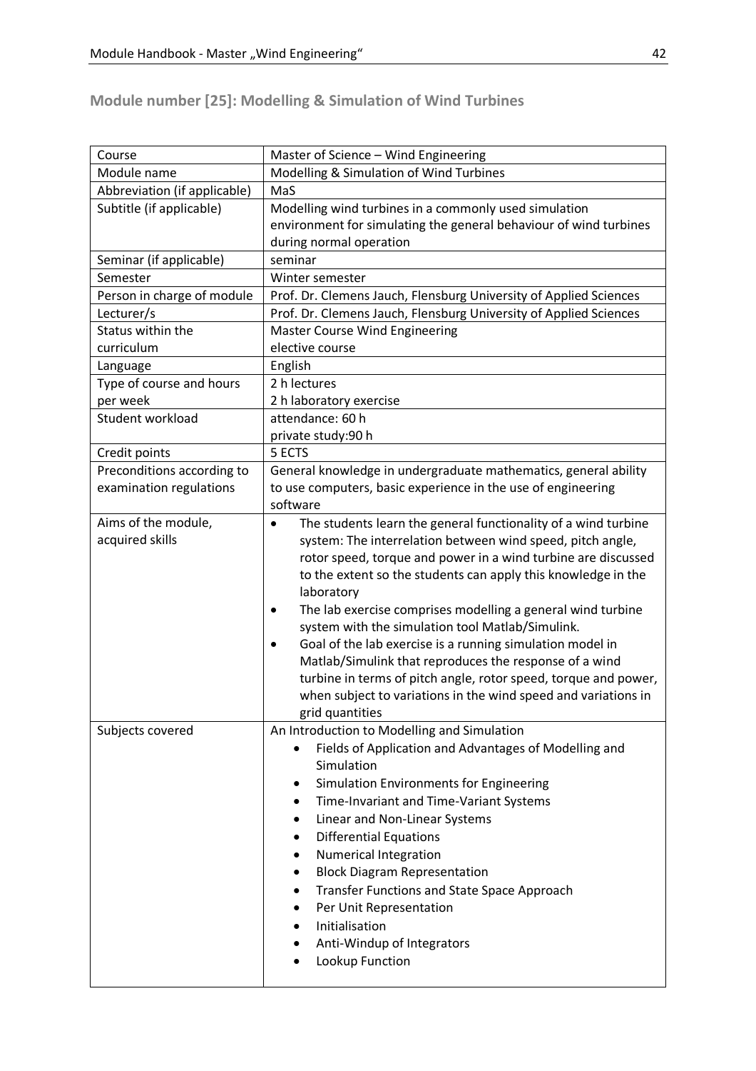## Module number [25]: Modelling & Simulation of Wind Turbines

| Course | Master of Science – Wind Engineering |
|---|---|
| Module name | Modelling & Simulation of Wind Turbines |
| Abbreviation (if applicable) | MaS |
| Subtitle (if applicable) | Modelling wind turbines in a commonly used simulation environment for simulating the general behaviour of wind turbines during normal operation |
| Seminar (if applicable) | seminar |
| Semester | Winter semester |
| Person in charge of module | Prof. Dr. Clemens Jauch, Flensburg University of Applied Sciences |
| Lecturer/s | Prof. Dr. Clemens Jauch, Flensburg University of Applied Sciences |
| Status within the curriculum | Master Course Wind Engineering<br>elective course |
| Language | English |
| Type of course and hours per week | 2 h lectures<br>2 h laboratory exercise |
| Student workload | attendance: 60 h<br>private study:90 h |
| Credit points | 5 ECTS |
| Preconditions according to examination regulations | General knowledge in undergraduate mathematics, general ability to use computers, basic experience in the use of engineering software |
| Aims of the module, acquired skills | • The students learn the general functionality of a wind turbine system: The interrelation between wind speed, pitch angle, rotor speed, torque and power in a wind turbine are discussed to the extent so the students can apply this knowledge in the laboratory<br>• The lab exercise comprises modelling a general wind turbine system with the simulation tool Matlab/Simulink.<br>• Goal of the lab exercise is a running simulation model in Matlab/Simulink that reproduces the response of a wind turbine in terms of pitch angle, rotor speed, torque and power, when subject to variations in the wind speed and variations in grid quantities |
| Subjects covered | An Introduction to Modelling and Simulation<br>• Fields of Application and Advantages of Modelling and Simulation<br>• Simulation Environments for Engineering<br>• Time-Invariant and Time-Variant Systems<br>• Linear and Non-Linear Systems<br>• Differential Equations<br>• Numerical Integration<br>• Block Diagram Representation<br>• Transfer Functions and State Space Approach<br>• Per Unit Representation<br>• Initialisation<br>• Anti-Windup of Integrators<br>• Lookup Function |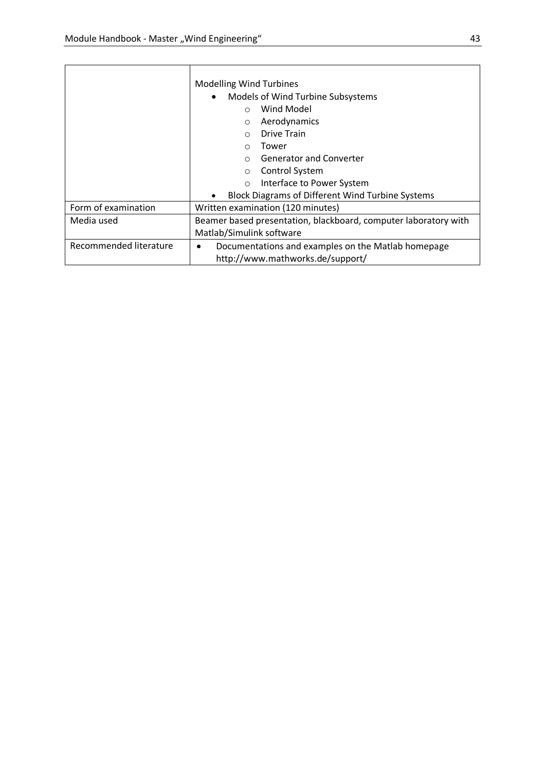| | |
|---|---|
| | Modelling Wind Turbines<br>• Models of Wind Turbine Subsystems<br>&nbsp;&nbsp;&nbsp;&nbsp;○ Wind Model<br>&nbsp;&nbsp;&nbsp;&nbsp;○ Aerodynamics<br>&nbsp;&nbsp;&nbsp;&nbsp;○ Drive Train<br>&nbsp;&nbsp;&nbsp;&nbsp;○ Tower<br>&nbsp;&nbsp;&nbsp;&nbsp;○ Generator and Converter<br>&nbsp;&nbsp;&nbsp;&nbsp;○ Control System<br>&nbsp;&nbsp;&nbsp;&nbsp;○ Interface to Power System<br>• Block Diagrams of Different Wind Turbine Systems |
| Form of examination | Written examination (120 minutes) |
| Media used | Beamer based presentation, blackboard, computer laboratory with Matlab/Simulink software |
| Recommended literature | • Documentations and examples on the Matlab homepage http://www.mathworks.de/support/ |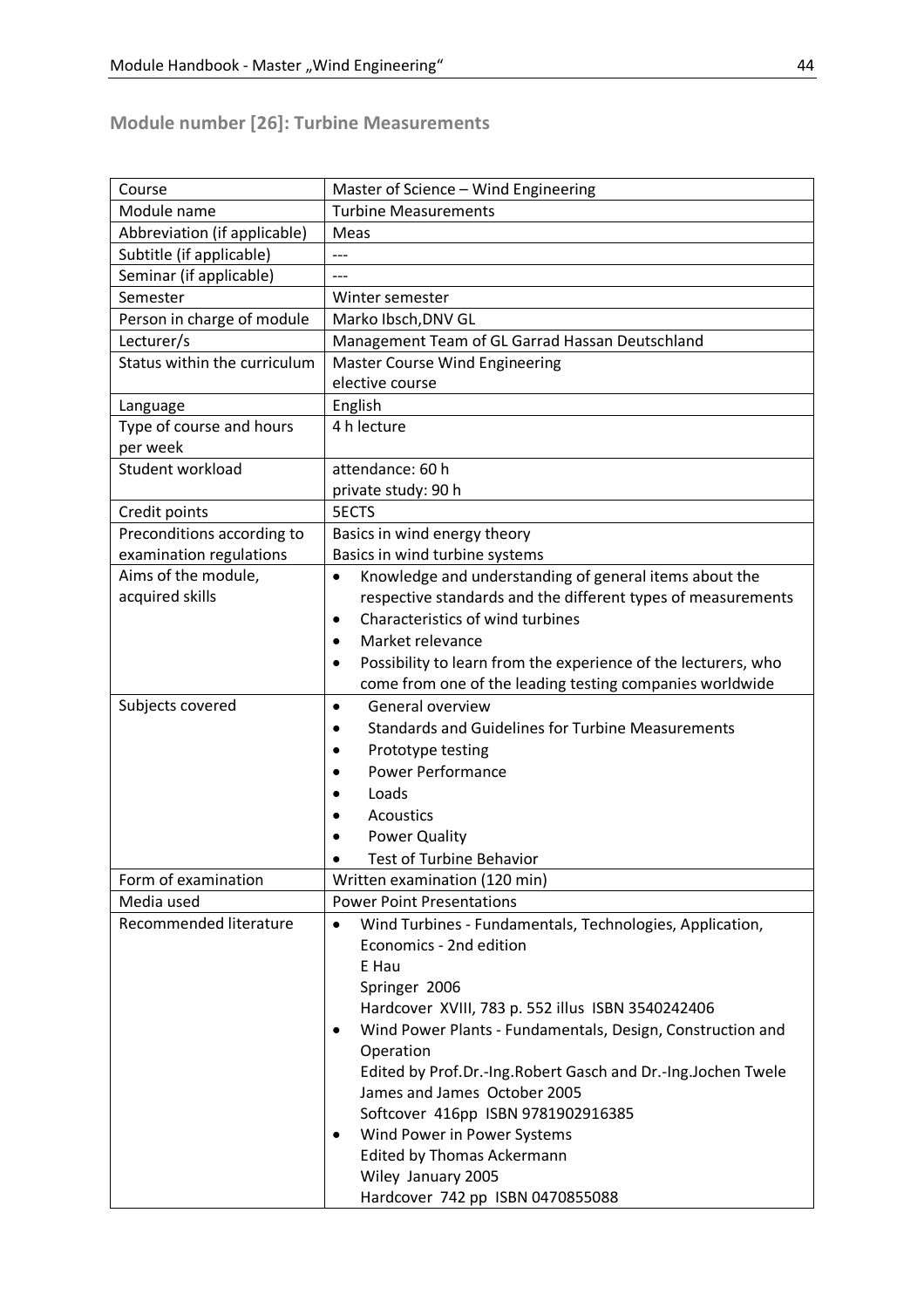## Module number [26]: Turbine Measurements

| Course | Master of Science – Wind Engineering |
| --- | --- |
| Module name | Turbine Measurements |
| Abbreviation (if applicable) | Meas |
| Subtitle (if applicable) | --- |
| Seminar (if applicable) | --- |
| Semester | Winter semester |
| Person in charge of module | Marko Ibsch,DNV GL |
| Lecturer/s | Management Team of GL Garrad Hassan Deutschland |
| Status within the curriculum | Master Course Wind Engineering<br>elective course |
| Language | English |
| Type of course and hours per week | 4 h lecture |
| Student workload | attendance: 60 h<br>private study: 90 h |
| Credit points | 5ECTS |
| Preconditions according to examination regulations | Basics in wind energy theory<br>Basics in wind turbine systems |
| Aims of the module, acquired skills | • Knowledge and understanding of general items about the respective standards and the different types of measurements<br>• Characteristics of wind turbines<br>• Market relevance<br>• Possibility to learn from the experience of the lecturers, who come from one of the leading testing companies worldwide |
| Subjects covered | • General overview<br>• Standards and Guidelines for Turbine Measurements<br>• Prototype testing<br>• Power Performance<br>• Loads<br>• Acoustics<br>• Power Quality<br>• Test of Turbine Behavior |
| Form of examination | Written examination (120 min) |
| Media used | Power Point Presentations |
| Recommended literature | • Wind Turbines - Fundamentals, Technologies, Application, Economics - 2nd edition<br>E Hau<br>Springer 2006<br>Hardcover XVIII, 783 p. 552 illus ISBN 3540242406<br>• Wind Power Plants - Fundamentals, Design, Construction and Operation<br>Edited by Prof.Dr.-Ing.Robert Gasch and Dr.-Ing.Jochen Twele<br>James and James October 2005<br>Softcover 416pp ISBN 9781902916385<br>• Wind Power in Power Systems<br>Edited by Thomas Ackermann<br>Wiley January 2005<br>Hardcover 742 pp ISBN 0470855088 |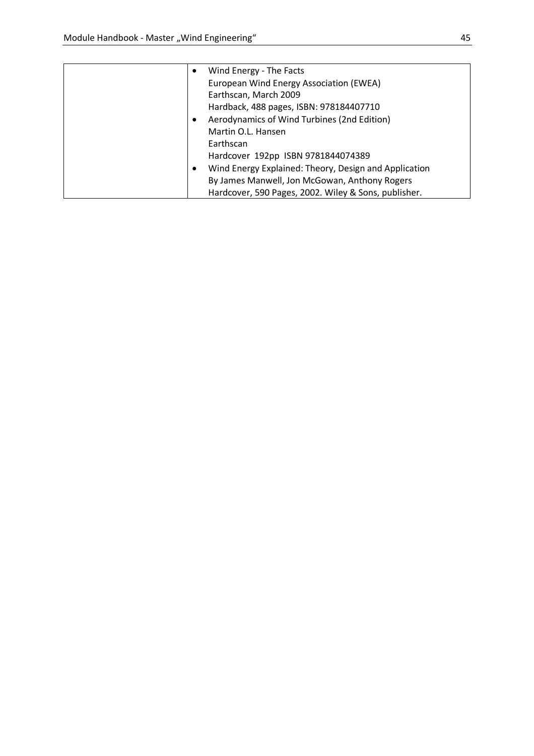|  | • Wind Energy - The Facts<br>European Wind Energy Association (EWEA)<br>Earthscan, March 2009<br>Hardback, 488 pages, ISBN: 978184407710<br>• Aerodynamics of Wind Turbines (2nd Edition)<br>Martin O.L. Hansen<br>Earthscan<br>Hardcover 192pp ISBN 9781844074389<br>• Wind Energy Explained: Theory, Design and Application<br>By James Manwell, Jon McGowan, Anthony Rogers<br>Hardcover, 590 Pages, 2002. Wiley & Sons, publisher. |
|---|---|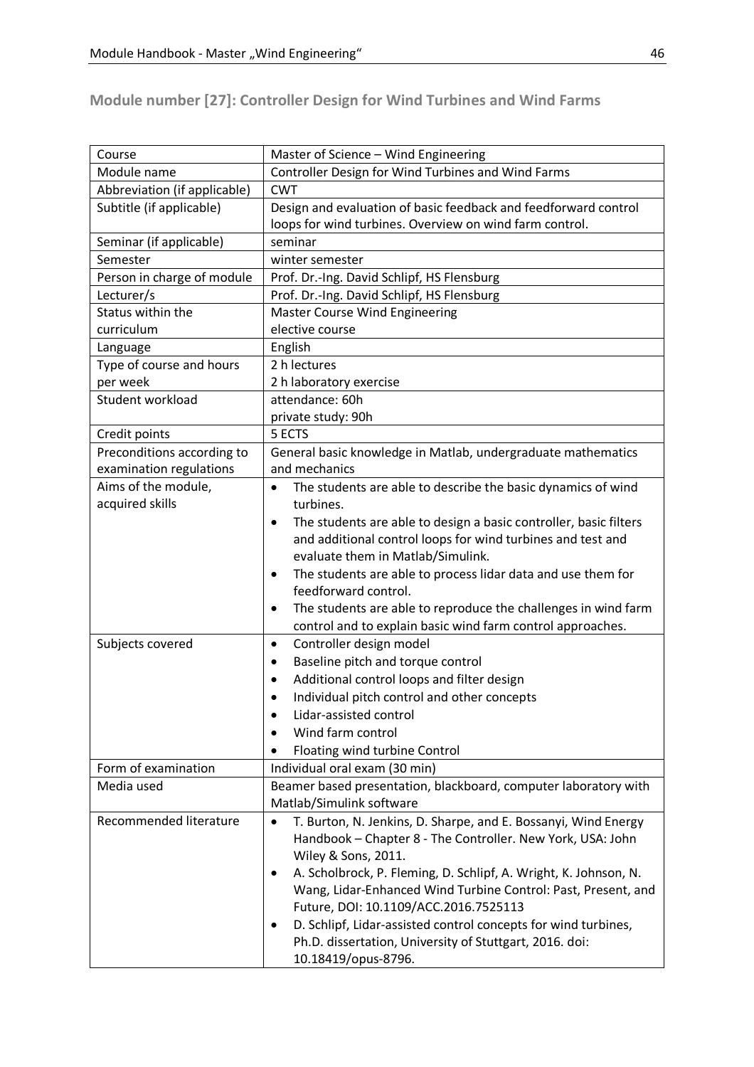## Module number [27]: Controller Design for Wind Turbines and Wind Farms

| Course | Master of Science – Wind Engineering |
|---|---|
| Module name | Controller Design for Wind Turbines and Wind Farms |
| Abbreviation (if applicable) | CWT |
| Subtitle (if applicable) | Design and evaluation of basic feedback and feedforward control loops for wind turbines. Overview on wind farm control. |
| Seminar (if applicable) | seminar |
| Semester | winter semester |
| Person in charge of module | Prof. Dr.-Ing. David Schlipf, HS Flensburg |
| Lecturer/s | Prof. Dr.-Ing. David Schlipf, HS Flensburg |
| Status within the curriculum | Master Course Wind Engineering<br>elective course |
| Language | English |
| Type of course and hours per week | 2 h lectures<br>2 h laboratory exercise |
| Student workload | attendance: 60h<br>private study: 90h |
| Credit points | 5 ECTS |
| Preconditions according to examination regulations | General basic knowledge in Matlab, undergraduate mathematics and mechanics |
| Aims of the module, acquired skills | • The students are able to describe the basic dynamics of wind turbines.<br>• The students are able to design a basic controller, basic filters and additional control loops for wind turbines and test and evaluate them in Matlab/Simulink.<br>• The students are able to process lidar data and use them for feedforward control.<br>• The students are able to reproduce the challenges in wind farm control and to explain basic wind farm control approaches. |
| Subjects covered | • Controller design model<br>• Baseline pitch and torque control<br>• Additional control loops and filter design<br>• Individual pitch control and other concepts<br>• Lidar-assisted control<br>• Wind farm control<br>• Floating wind turbine Control |
| Form of examination | Individual oral exam (30 min) |
| Media used | Beamer based presentation, blackboard, computer laboratory with Matlab/Simulink software |
| Recommended literature | • T. Burton, N. Jenkins, D. Sharpe, and E. Bossanyi, Wind Energy Handbook – Chapter 8 - The Controller. New York, USA: John Wiley & Sons, 2011.<br>• A. Scholbrock, P. Fleming, D. Schlipf, A. Wright, K. Johnson, N. Wang, Lidar-Enhanced Wind Turbine Control: Past, Present, and Future, DOI: 10.1109/ACC.2016.7525113<br>• D. Schlipf, Lidar-assisted control concepts for wind turbines, Ph.D. dissertation, University of Stuttgart, 2016. doi: 10.18419/opus-8796. |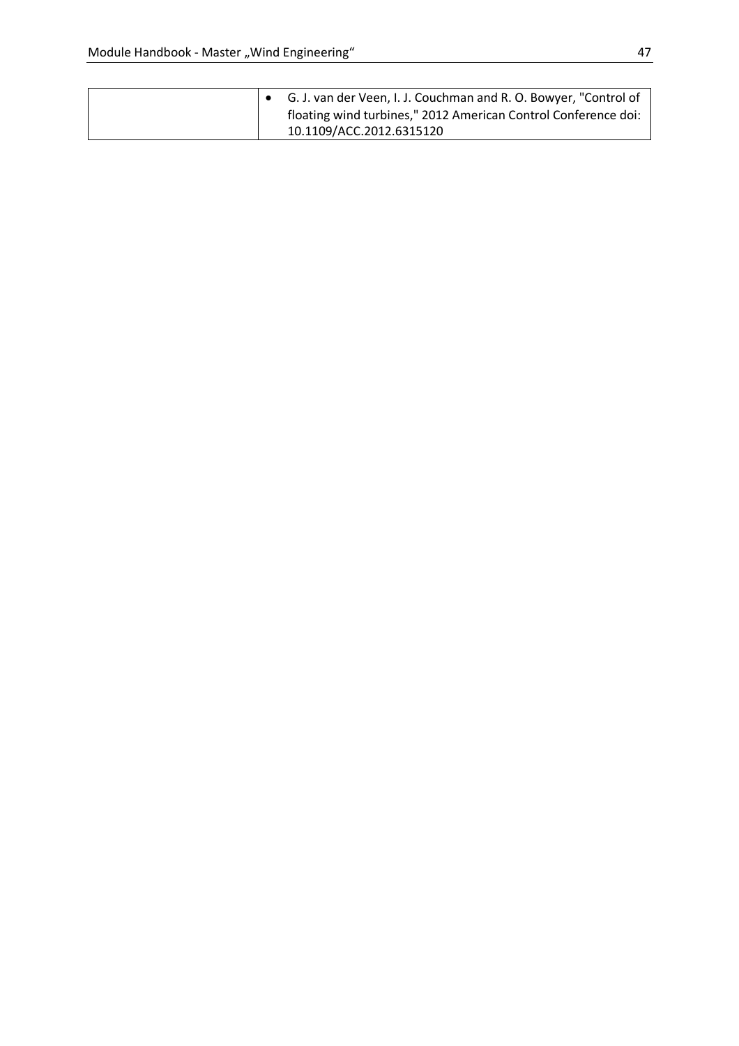| | |
|---|---|
| | • G. J. van der Veen, I. J. Couchman and R. O. Bowyer, "Control of floating wind turbines," 2012 American Control Conference doi: 10.1109/ACC.2012.6315120 |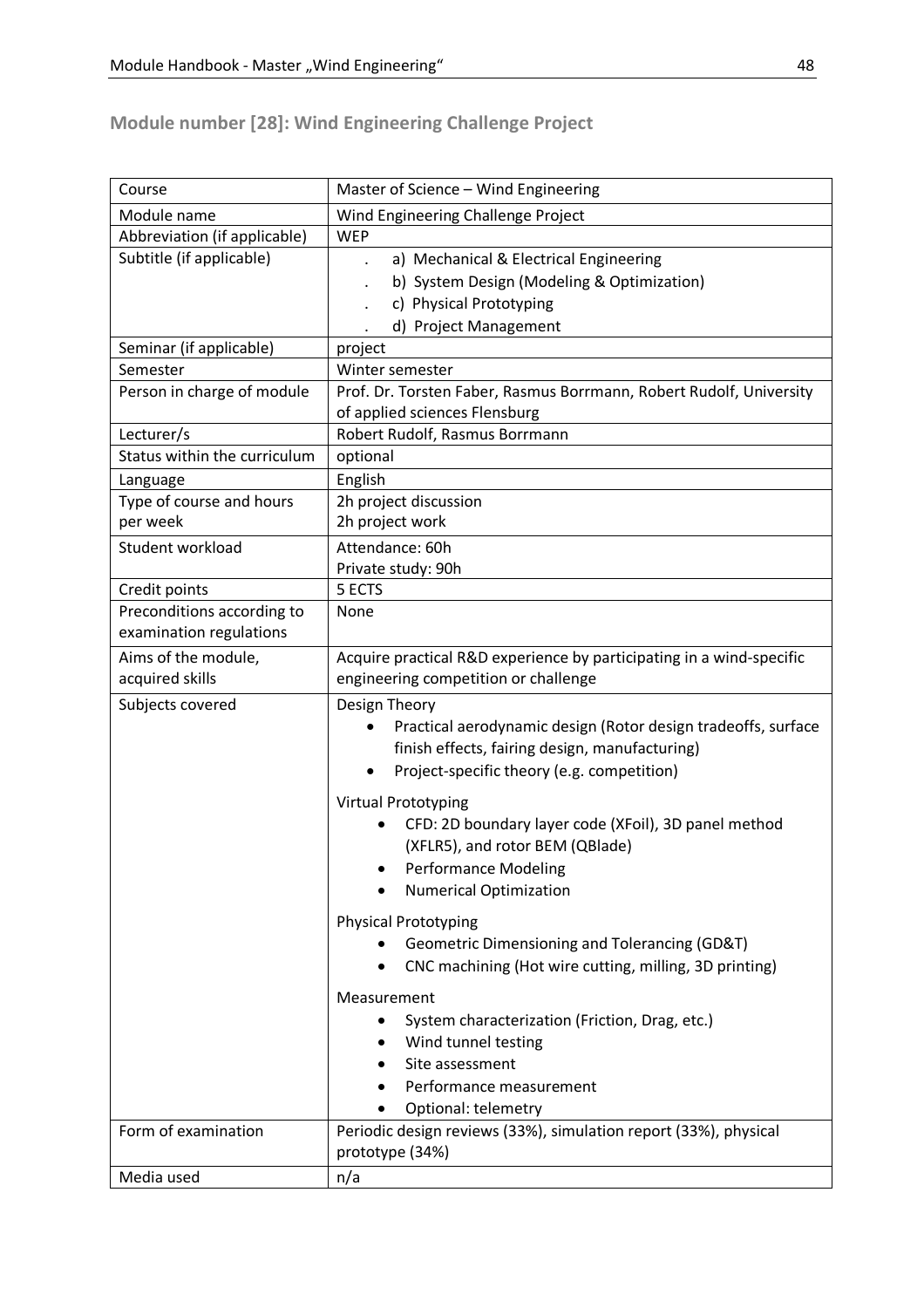## Module number [28]: Wind Engineering Challenge Project

| Course | Master of Science – Wind Engineering |
| --- | --- |
| Module name | Wind Engineering Challenge Project |
| Abbreviation (if applicable) | WEP |
| Subtitle (if applicable) | a) Mechanical & Electrical Engineering<br>b) System Design (Modeling & Optimization)<br>c) Physical Prototyping<br>d) Project Management |
| Seminar (if applicable) | project |
| Semester | Winter semester |
| Person in charge of module | Prof. Dr. Torsten Faber, Rasmus Borrmann, Robert Rudolf, University of applied sciences Flensburg |
| Lecturer/s | Robert Rudolf, Rasmus Borrmann |
| Status within the curriculum | optional |
| Language | English |
| Type of course and hours per week | 2h project discussion<br>2h project work |
| Student workload | Attendance: 60h<br>Private study: 90h |
| Credit points | 5 ECTS |
| Preconditions according to examination regulations | None |
| Aims of the module, acquired skills | Acquire practical R&D experience by participating in a wind-specific engineering competition or challenge |
| Subjects covered | Design Theory<br>• Practical aerodynamic design (Rotor design tradeoffs, surface finish effects, fairing design, manufacturing)<br>• Project-specific theory (e.g. competition)<br><br>Virtual Prototyping<br>• CFD: 2D boundary layer code (XFoil), 3D panel method (XFLR5), and rotor BEM (QBlade)<br>• Performance Modeling<br>• Numerical Optimization<br><br>Physical Prototyping<br>• Geometric Dimensioning and Tolerancing (GD&T)<br>• CNC machining (Hot wire cutting, milling, 3D printing)<br><br>Measurement<br>• System characterization (Friction, Drag, etc.)<br>• Wind tunnel testing<br>• Site assessment<br>• Performance measurement<br>• Optional: telemetry |
| Form of examination | Periodic design reviews (33%), simulation report (33%), physical prototype (34%) |
| Media used | n/a |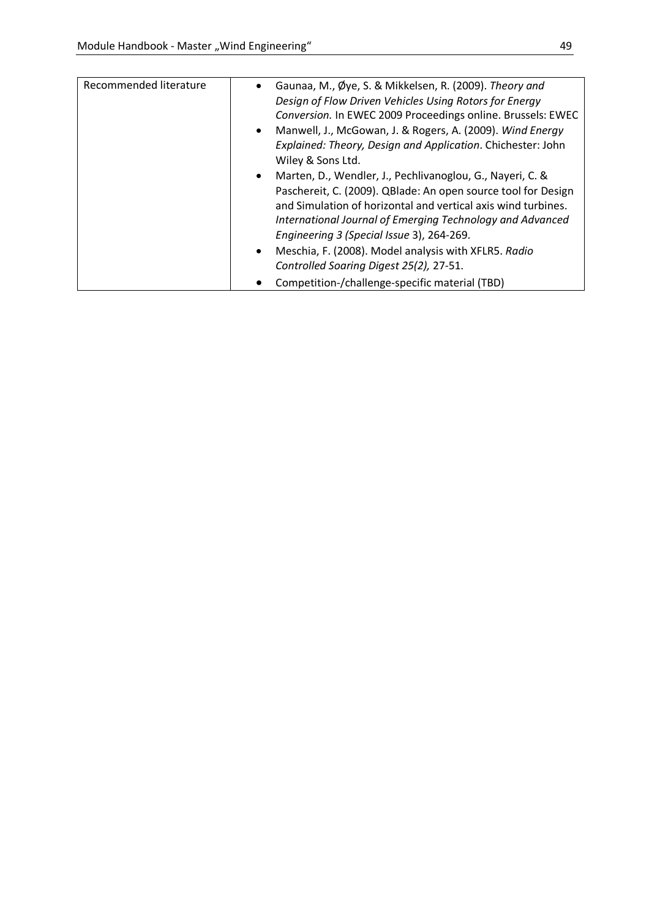| Recommended literature | <ul><li>Gaunaa, M., Øye, S. & Mikkelsen, R. (2009). *Theory and Design of Flow Driven Vehicles Using Rotors for Energy Conversion.* In EWEC 2009 Proceedings online. Brussels: EWEC</li><li>Manwell, J., McGowan, J. & Rogers, A. (2009). *Wind Energy Explained: Theory, Design and Application*. Chichester: John Wiley & Sons Ltd.</li><li>Marten, D., Wendler, J., Pechlivanoglou, G., Nayeri, C. & Paschereit, C. (2009). QBlade: An open source tool for Design and Simulation of horizontal and vertical axis wind turbines. *International Journal of Emerging Technology and Advanced Engineering 3 (Special Issue* 3), 264-269.</li><li>Meschia, F. (2008). Model analysis with XFLR5. *Radio Controlled Soaring Digest 25(2),* 27-51.</li><li>Competition-/challenge-specific material (TBD)</li></ul> |
|---|---|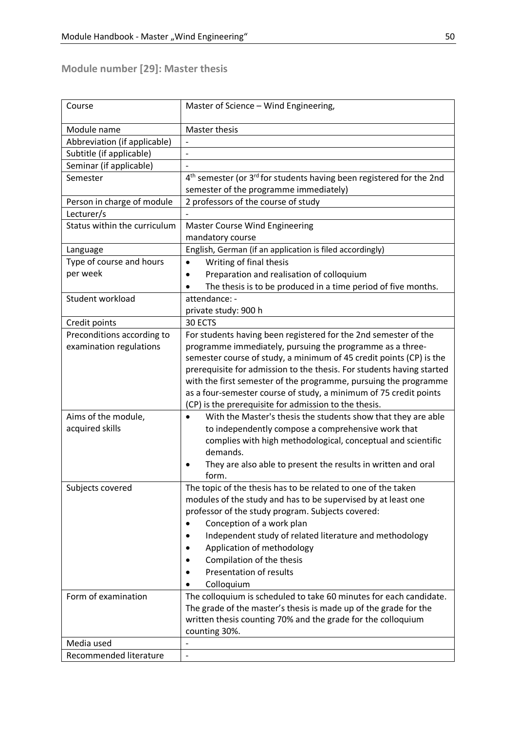## Module number [29]: Master thesis

| | |
|---|---|
| Course | Master of Science – Wind Engineering, |
| Module name | Master thesis |
| Abbreviation (if applicable) | - |
| Subtitle (if applicable) | - |
| Seminar (if applicable) | - |
| Semester | 4th semester (or 3rd for students having been registered for the 2nd semester of the programme immediately) |
| Person in charge of module | 2 professors of the course of study |
| Lecturer/s | - |
| Status within the curriculum | Master Course Wind Engineering<br>mandatory course |
| Language | English, German (if an application is filed accordingly) |
| Type of course and hours per week | • Writing of final thesis<br>• Preparation and realisation of colloquium<br>• The thesis is to be produced in a time period of five months. |
| Student workload | attendance: -<br>private study: 900 h |
| Credit points | 30 ECTS |
| Preconditions according to examination regulations | For students having been registered for the 2nd semester of the programme immediately, pursuing the programme as a three-semester course of study, a minimum of 45 credit points (CP) is the prerequisite for admission to the thesis. For students having started with the first semester of the programme, pursuing the programme as a four-semester course of study, a minimum of 75 credit points (CP) is the prerequisite for admission to the thesis. |
| Aims of the module, acquired skills | • With the Master's thesis the students show that they are able to independently compose a comprehensive work that complies with high methodological, conceptual and scientific demands.<br>• They are also able to present the results in written and oral form. |
| Subjects covered | The topic of the thesis has to be related to one of the taken modules of the study and has to be supervised by at least one professor of the study program. Subjects covered:<br>• Conception of a work plan<br>• Independent study of related literature and methodology<br>• Application of methodology<br>• Compilation of the thesis<br>• Presentation of results<br>• Colloquium |
| Form of examination | The colloquium is scheduled to take 60 minutes for each candidate. The grade of the master's thesis is made up of the grade for the written thesis counting 70% and the grade for the colloquium counting 30%. |
| Media used | - |
| Recommended literature | - |